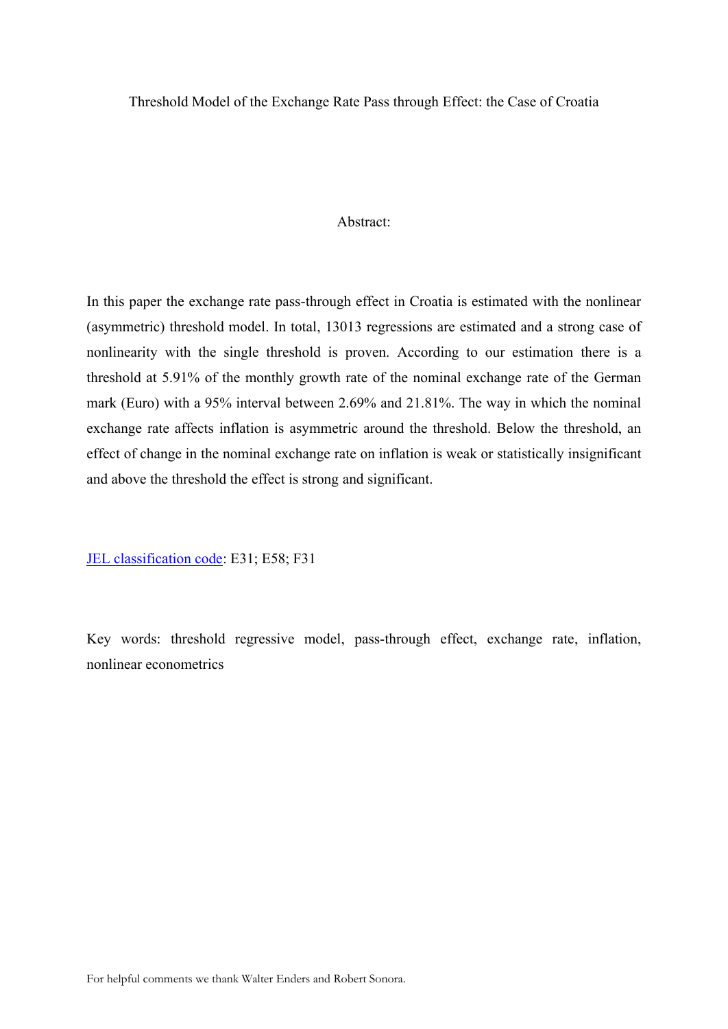# Threshold Model of the Exchange Rate Pass through Effect: the Case of Croatia

## Abstract:

In this paper the exchange rate pass-through effect in Croatia is estimated with the nonlinear (asymmetric) threshold model. In total, 13013 regressions are estimated and a strong case of nonlinearity with the single threshold is proven. According to our estimation there is a threshold at 5.91% of the monthly growth rate of the nominal exchange rate of the German mark (Euro) with a 95% interval between 2.69% and 21.81%. The way in which the nominal exchange rate affects inflation is asymmetric around the threshold. Below the threshold, an effect of change in the nominal exchange rate on inflation is weak or statistically insignificant and above the threshold the effect is strong and significant.

JEL classification code: E31; E58; F31

Key words: threshold regressive model, pass-through effect, exchange rate, inflation, nonlinear econometrics

For helpful comments we thank Walter Enders and Robert Sonora.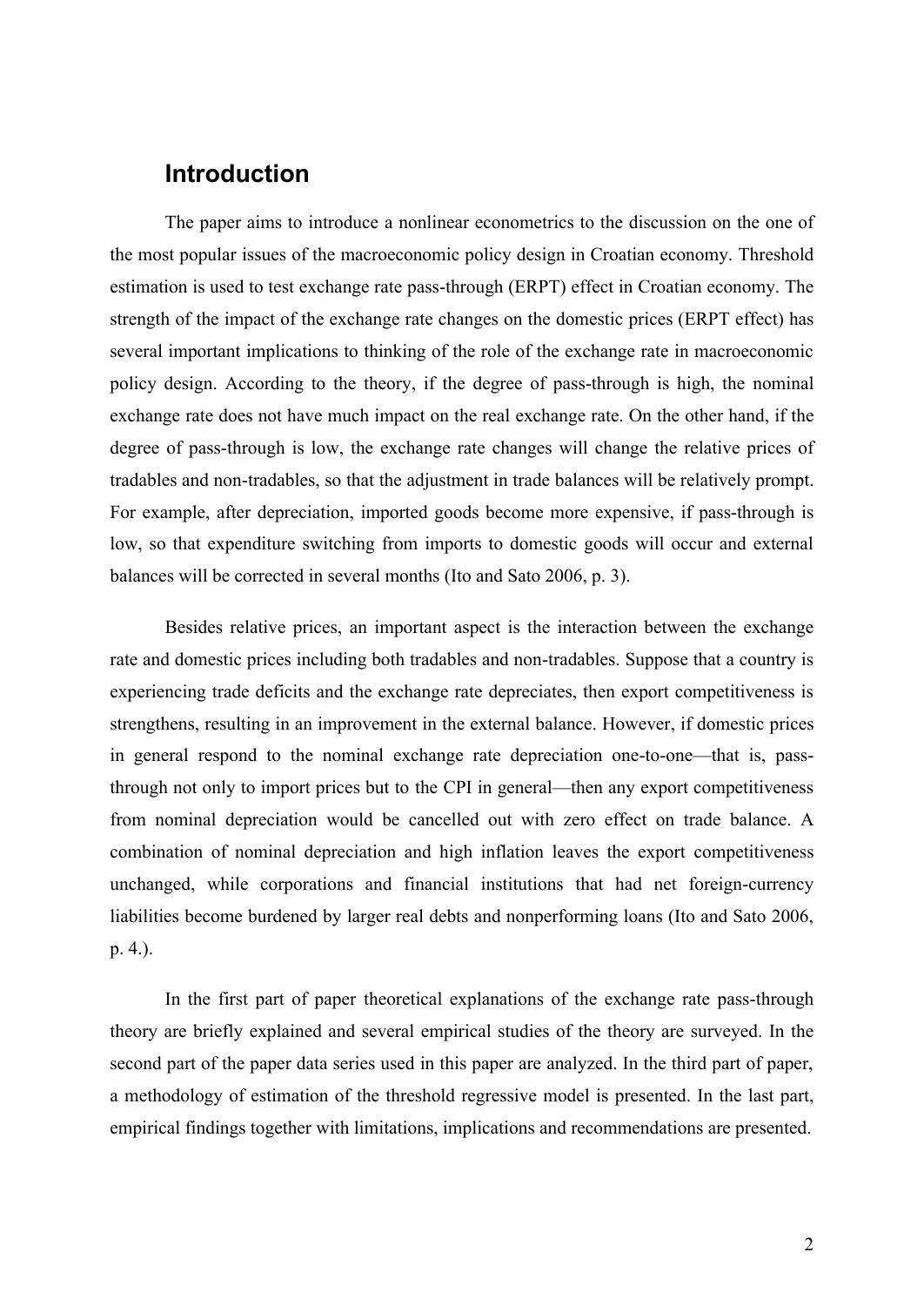## Introduction

The paper aims to introduce a nonlinear econometrics to the discussion on the one of the most popular issues of the macroeconomic policy design in Croatian economy. Threshold estimation is used to test exchange rate pass-through (ERPT) effect in Croatian economy. The strength of the impact of the exchange rate changes on the domestic prices (ERPT effect) has several important implications to thinking of the role of the exchange rate in macroeconomic policy design. According to the theory, if the degree of pass-through is high, the nominal exchange rate does not have much impact on the real exchange rate. On the other hand, if the degree of pass-through is low, the exchange rate changes will change the relative prices of tradables and non-tradables, so that the adjustment in trade balances will be relatively prompt. For example, after depreciation, imported goods become more expensive, if pass-through is low, so that expenditure switching from imports to domestic goods will occur and external balances will be corrected in several months (Ito and Sato 2006, p. 3).

Besides relative prices, an important aspect is the interaction between the exchange rate and domestic prices including both tradables and non-tradables. Suppose that a country is experiencing trade deficits and the exchange rate depreciates, then export competitiveness is strengthens, resulting in an improvement in the external balance. However, if domestic prices in general respond to the nominal exchange rate depreciation one-to-one—that is, pass-through not only to import prices but to the CPI in general—then any export competitiveness from nominal depreciation would be cancelled out with zero effect on trade balance. A combination of nominal depreciation and high inflation leaves the export competitiveness unchanged, while corporations and financial institutions that had net foreign-currency liabilities become burdened by larger real debts and nonperforming loans (Ito and Sato 2006, p. 4.).

In the first part of paper theoretical explanations of the exchange rate pass-through theory are briefly explained and several empirical studies of the theory are surveyed. In the second part of the paper data series used in this paper are analyzed. In the third part of paper, a methodology of estimation of the threshold regressive model is presented. In the last part, empirical findings together with limitations, implications and recommendations are presented.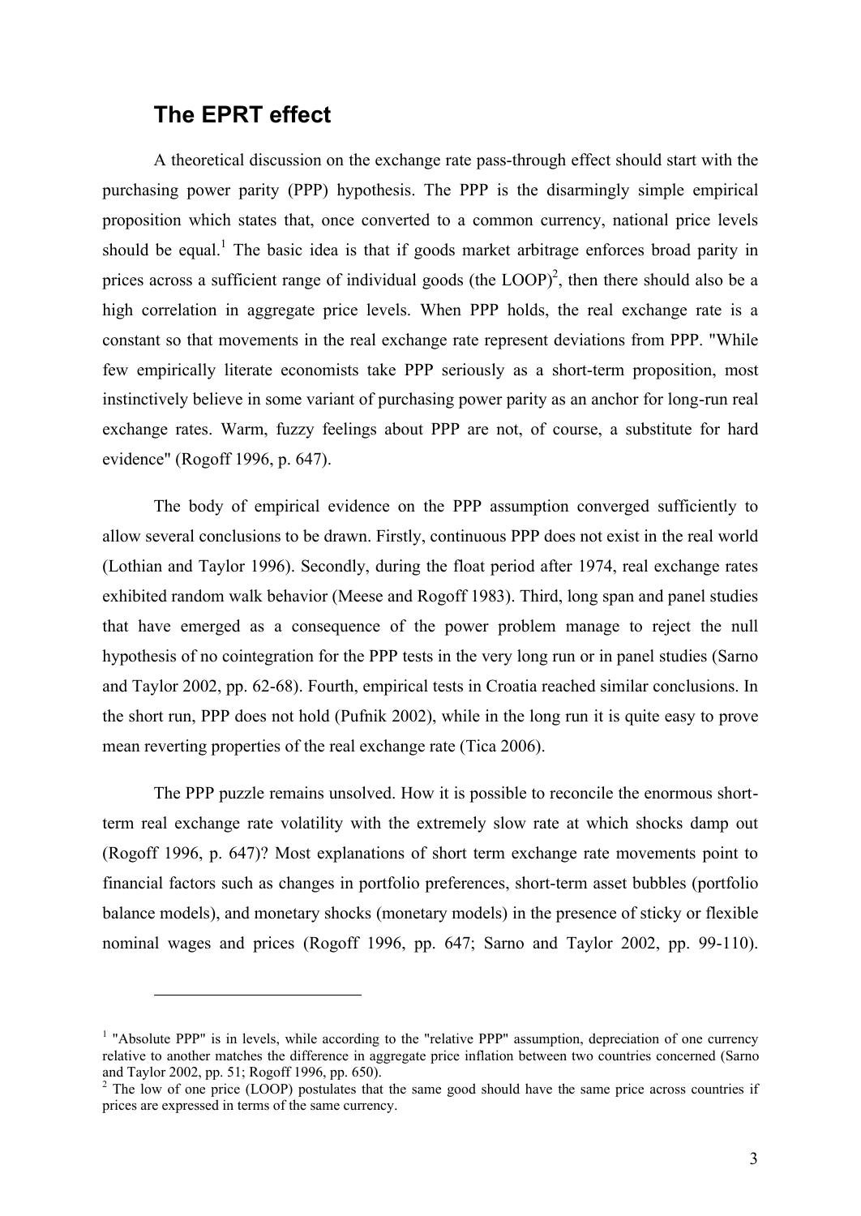## The EPRT effect

A theoretical discussion on the exchange rate pass-through effect should start with the purchasing power parity (PPP) hypothesis. The PPP is the disarmingly simple empirical proposition which states that, once converted to a common currency, national price levels should be equal.[1] The basic idea is that if goods market arbitrage enforces broad parity in prices across a sufficient range of individual goods (the LOOP)[2], then there should also be a high correlation in aggregate price levels. When PPP holds, the real exchange rate is a constant so that movements in the real exchange rate represent deviations from PPP. "While few empirically literate economists take PPP seriously as a short-term proposition, most instinctively believe in some variant of purchasing power parity as an anchor for long-run real exchange rates. Warm, fuzzy feelings about PPP are not, of course, a substitute for hard evidence" (Rogoff 1996, p. 647).

The body of empirical evidence on the PPP assumption converged sufficiently to allow several conclusions to be drawn. Firstly, continuous PPP does not exist in the real world (Lothian and Taylor 1996). Secondly, during the float period after 1974, real exchange rates exhibited random walk behavior (Meese and Rogoff 1983). Third, long span and panel studies that have emerged as a consequence of the power problem manage to reject the null hypothesis of no cointegration for the PPP tests in the very long run or in panel studies (Sarno and Taylor 2002, pp. 62-68). Fourth, empirical tests in Croatia reached similar conclusions. In the short run, PPP does not hold (Pufnik 2002), while in the long run it is quite easy to prove mean reverting properties of the real exchange rate (Tica 2006).

The PPP puzzle remains unsolved. How it is possible to reconcile the enormous short-term real exchange rate volatility with the extremely slow rate at which shocks damp out (Rogoff 1996, p. 647)? Most explanations of short term exchange rate movements point to financial factors such as changes in portfolio preferences, short-term asset bubbles (portfolio balance models), and monetary shocks (monetary models) in the presence of sticky or flexible nominal wages and prices (Rogoff 1996, pp. 647; Sarno and Taylor 2002, pp. 99-110).

[1] "Absolute PPP" is in levels, while according to the "relative PPP" assumption, depreciation of one currency relative to another matches the difference in aggregate price inflation between two countries concerned (Sarno and Taylor 2002, pp. 51; Rogoff 1996, pp. 650).

[2] The low of one price (LOOP) postulates that the same good should have the same price across countries if prices are expressed in terms of the same currency.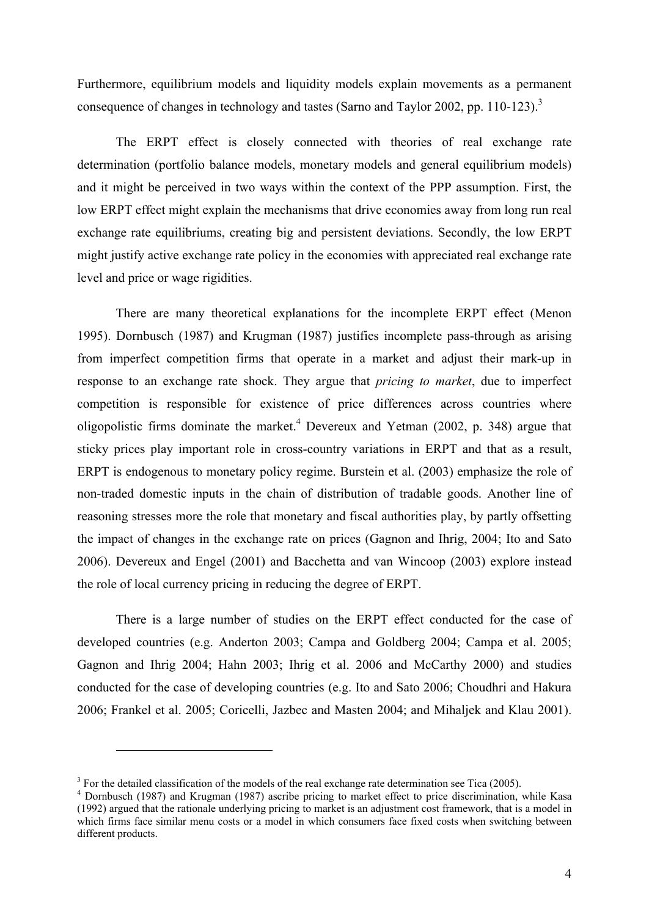Furthermore, equilibrium models and liquidity models explain movements as a permanent consequence of changes in technology and tastes (Sarno and Taylor 2002, pp. 110-123).[3]

The ERPT effect is closely connected with theories of real exchange rate determination (portfolio balance models, monetary models and general equilibrium models) and it might be perceived in two ways within the context of the PPP assumption. First, the low ERPT effect might explain the mechanisms that drive economies away from long run real exchange rate equilibriums, creating big and persistent deviations. Secondly, the low ERPT might justify active exchange rate policy in the economies with appreciated real exchange rate level and price or wage rigidities.

There are many theoretical explanations for the incomplete ERPT effect (Menon 1995). Dornbusch (1987) and Krugman (1987) justifies incomplete pass-through as arising from imperfect competition firms that operate in a market and adjust their mark-up in response to an exchange rate shock. They argue that *pricing to market*, due to imperfect competition is responsible for existence of price differences across countries where oligopolistic firms dominate the market.[4] Devereux and Yetman (2002, p. 348) argue that sticky prices play important role in cross-country variations in ERPT and that as a result, ERPT is endogenous to monetary policy regime. Burstein et al. (2003) emphasize the role of non-traded domestic inputs in the chain of distribution of tradable goods. Another line of reasoning stresses more the role that monetary and fiscal authorities play, by partly offsetting the impact of changes in the exchange rate on prices (Gagnon and Ihrig, 2004; Ito and Sato 2006). Devereux and Engel (2001) and Bacchetta and van Wincoop (2003) explore instead the role of local currency pricing in reducing the degree of ERPT.

There is a large number of studies on the ERPT effect conducted for the case of developed countries (e.g. Anderton 2003; Campa and Goldberg 2004; Campa et al. 2005; Gagnon and Ihrig 2004; Hahn 2003; Ihrig et al. 2006 and McCarthy 2000) and studies conducted for the case of developing countries (e.g. Ito and Sato 2006; Choudhri and Hakura 2006; Frankel et al. 2005; Coricelli, Jazbec and Masten 2004; and Mihaljek and Klau 2001).

---

[3] For the detailed classification of the models of the real exchange rate determination see Tica (2005).

[4] Dornbusch (1987) and Krugman (1987) ascribe pricing to market effect to price discrimination, while Kasa (1992) argued that the rationale underlying pricing to market is an adjustment cost framework, that is a model in which firms face similar menu costs or a model in which consumers face fixed costs when switching between different products.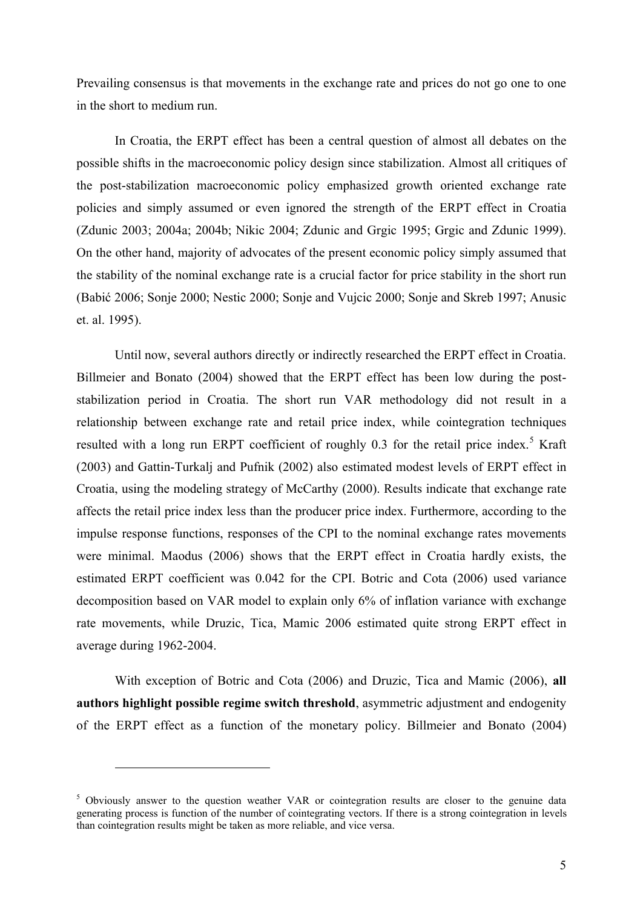Prevailing consensus is that movements in the exchange rate and prices do not go one to one in the short to medium run.

In Croatia, the ERPT effect has been a central question of almost all debates on the possible shifts in the macroeconomic policy design since stabilization. Almost all critiques of the post-stabilization macroeconomic policy emphasized growth oriented exchange rate policies and simply assumed or even ignored the strength of the ERPT effect in Croatia (Zdunic 2003; 2004a; 2004b; Nikic 2004; Zdunic and Grgic 1995; Grgic and Zdunic 1999). On the other hand, majority of advocates of the present economic policy simply assumed that the stability of the nominal exchange rate is a crucial factor for price stability in the short run (Babić 2006; Sonje 2000; Nestic 2000; Sonje and Vujcic 2000; Sonje and Skreb 1997; Anusic et. al. 1995).

Until now, several authors directly or indirectly researched the ERPT effect in Croatia. Billmeier and Bonato (2004) showed that the ERPT effect has been low during the post-stabilization period in Croatia. The short run VAR methodology did not result in a relationship between exchange rate and retail price index, while cointegration techniques resulted with a long run ERPT coefficient of roughly 0.3 for the retail price index.[5] Kraft (2003) and Gattin-Turkalj and Pufnik (2002) also estimated modest levels of ERPT effect in Croatia, using the modeling strategy of McCarthy (2000). Results indicate that exchange rate affects the retail price index less than the producer price index. Furthermore, according to the impulse response functions, responses of the CPI to the nominal exchange rates movements were minimal. Maodus (2006) shows that the ERPT effect in Croatia hardly exists, the estimated ERPT coefficient was 0.042 for the CPI. Botric and Cota (2006) used variance decomposition based on VAR model to explain only 6% of inflation variance with exchange rate movements, while Druzic, Tica, Mamic 2006 estimated quite strong ERPT effect in average during 1962-2004.

With exception of Botric and Cota (2006) and Druzic, Tica and Mamic (2006), **all authors highlight possible regime switch threshold**, asymmetric adjustment and endogenity of the ERPT effect as a function of the monetary policy. Billmeier and Bonato (2004)

[5] Obviously answer to the question weather VAR or cointegration results are closer to the genuine data generating process is function of the number of cointegrating vectors. If there is a strong cointegration in levels than cointegration results might be taken as more reliable, and vice versa.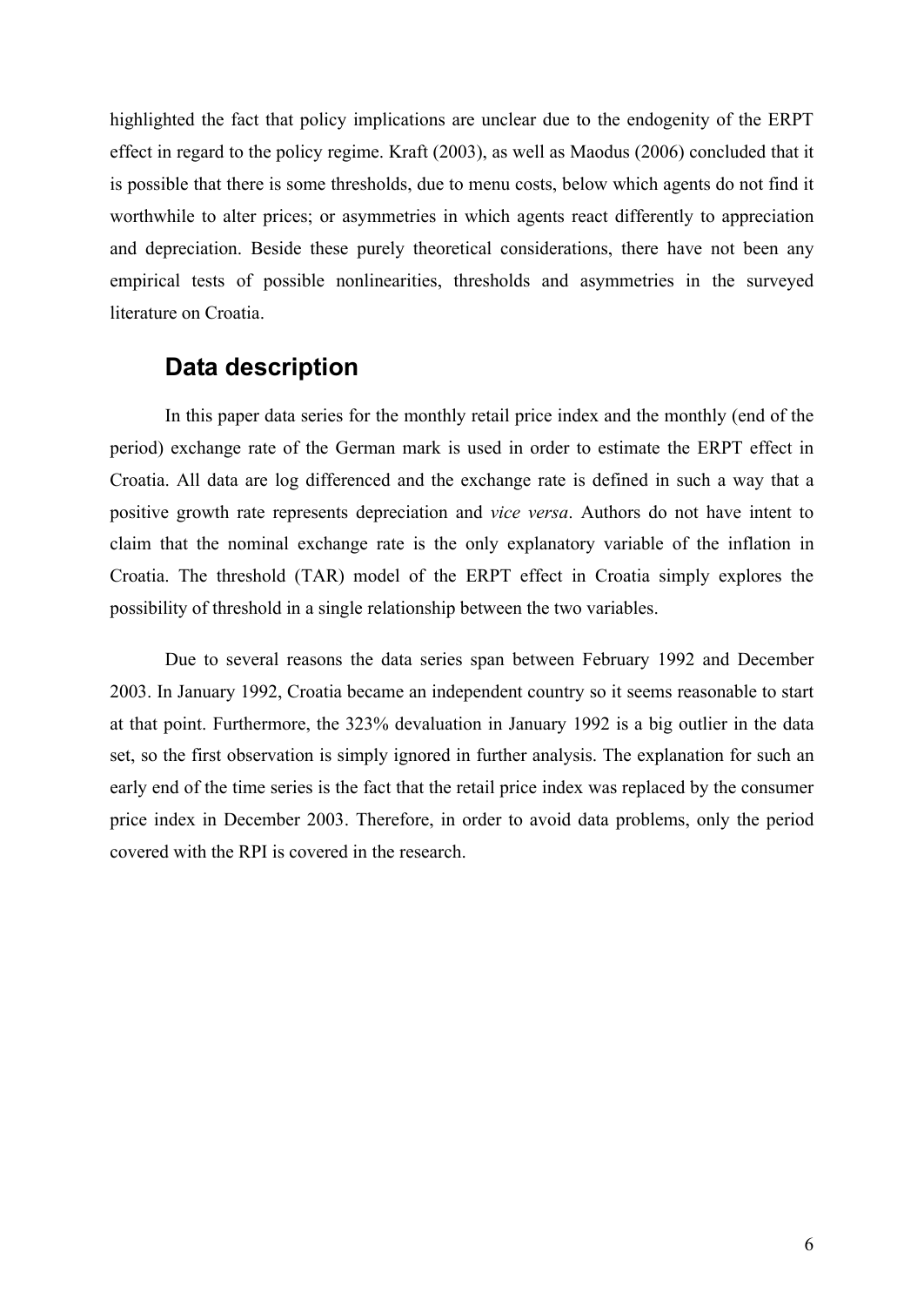highlighted the fact that policy implications are unclear due to the endogenity of the ERPT effect in regard to the policy regime. Kraft (2003), as well as Maodus (2006) concluded that it is possible that there is some thresholds, due to menu costs, below which agents do not find it worthwhile to alter prices; or asymmetries in which agents react differently to appreciation and depreciation. Beside these purely theoretical considerations, there have not been any empirical tests of possible nonlinearities, thresholds and asymmetries in the surveyed literature on Croatia.

## Data description

In this paper data series for the monthly retail price index and the monthly (end of the period) exchange rate of the German mark is used in order to estimate the ERPT effect in Croatia. All data are log differenced and the exchange rate is defined in such a way that a positive growth rate represents depreciation and *vice versa*. Authors do not have intent to claim that the nominal exchange rate is the only explanatory variable of the inflation in Croatia. The threshold (TAR) model of the ERPT effect in Croatia simply explores the possibility of threshold in a single relationship between the two variables.

Due to several reasons the data series span between February 1992 and December 2003. In January 1992, Croatia became an independent country so it seems reasonable to start at that point. Furthermore, the 323% devaluation in January 1992 is a big outlier in the data set, so the first observation is simply ignored in further analysis. The explanation for such an early end of the time series is the fact that the retail price index was replaced by the consumer price index in December 2003. Therefore, in order to avoid data problems, only the period covered with the RPI is covered in the research.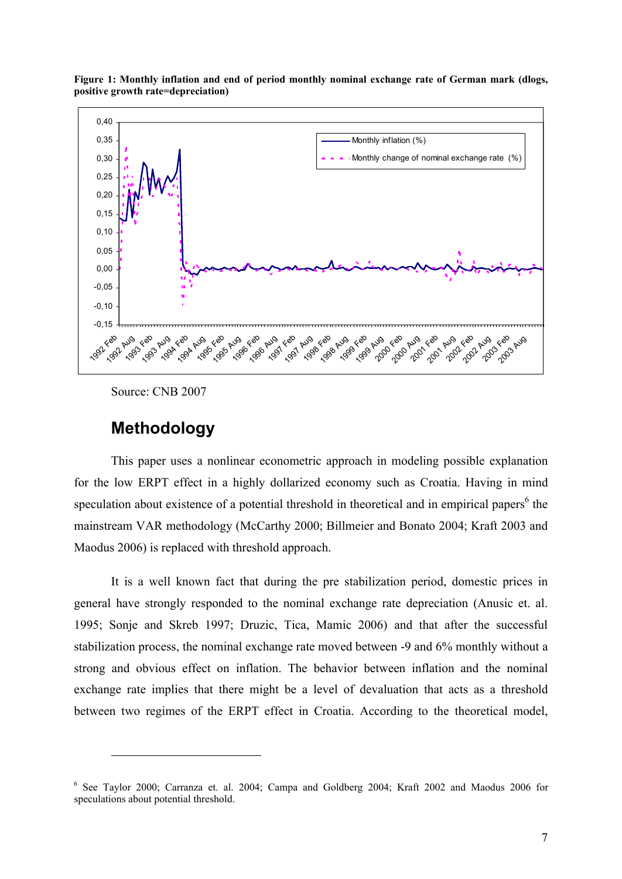**Figure 1: Monthly inflation and end of period monthly nominal exchange rate of German mark (dlogs, positive growth rate=depreciation)**

Source: CNB 2007

## Methodology

This paper uses a nonlinear econometric approach in modeling possible explanation for the low ERPT effect in a highly dollarized economy such as Croatia. Having in mind speculation about existence of a potential threshold in theoretical and in empirical papers[6] the mainstream VAR methodology (McCarthy 2000; Billmeier and Bonato 2004; Kraft 2003 and Maodus 2006) is replaced with threshold approach.

It is a well known fact that during the pre stabilization period, domestic prices in general have strongly responded to the nominal exchange rate depreciation (Anusic et. al. 1995; Sonje and Skreb 1997; Druzic, Tica, Mamic 2006) and that after the successful stabilization process, the nominal exchange rate moved between -9 and 6% monthly without a strong and obvious effect on inflation. The behavior between inflation and the nominal exchange rate implies that there might be a level of devaluation that acts as a threshold between two regimes of the ERPT effect in Croatia. According to the theoretical model,

---

[6] See Taylor 2000; Carranza et. al. 2004; Campa and Goldberg 2004; Kraft 2002 and Maodus 2006 for speculations about potential threshold.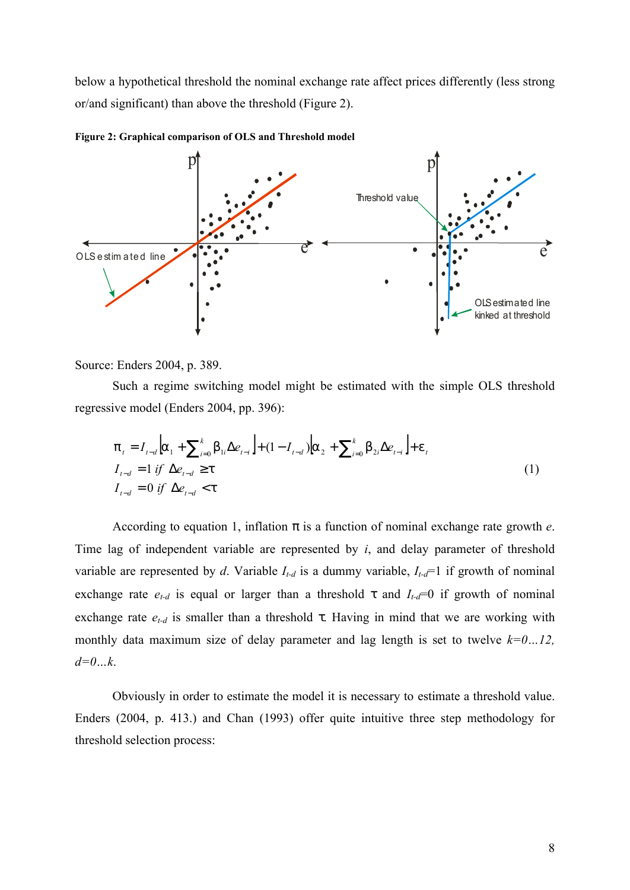below a hypothetical threshold the nominal exchange rate affect prices differently (less strong or/and significant) than above the threshold (Figure 2).

**Figure 2: Graphical comparison of OLS and Threshold model**

Source: Enders 2004, p. 389.

Such a regime switching model might be estimated with the simple OLS threshold regressive model (Enders 2004, pp. 396):

$$
\begin{aligned}
\pi_t &= I_{t-d}\left[\alpha_1 + \sum_{i=0}^{k} \beta_{1i} \Delta e_{t-i}\right] + (1 - I_{t-d})\left[\alpha_2 + \sum_{i=0}^{k} \beta_{2i} \Delta e_{t-i}\right] + \varepsilon_t \\
I_{t-d} &= 1 \ if \ \Delta e_{t-d} \geq \tau \\
I_{t-d} &= 0 \ if \ \Delta e_{t-d} < \tau
\end{aligned}
\qquad (1)
$$

According to equation 1, inflation $\pi$ is a function of nominal exchange rate growth *e*. Time lag of independent variable are represented by *i*, and delay parameter of threshold variable are represented by *d*. Variable $I_{t-d}$ is a dummy variable, $I_{t-d}=1$ if growth of nominal exchange rate $e_{t-d}$ is equal or larger than a threshold $\tau$ and $I_{t-d}=0$ if growth of nominal exchange rate $e_{t-d}$ is smaller than a threshold $\tau$. Having in mind that we are working with monthly data maximum size of delay parameter and lag length is set to twelve $k=0...12$, $d=0...k$.

Obviously in order to estimate the model it is necessary to estimate a threshold value. Enders (2004, p. 413.) and Chan (1993) offer quite intuitive three step methodology for threshold selection process: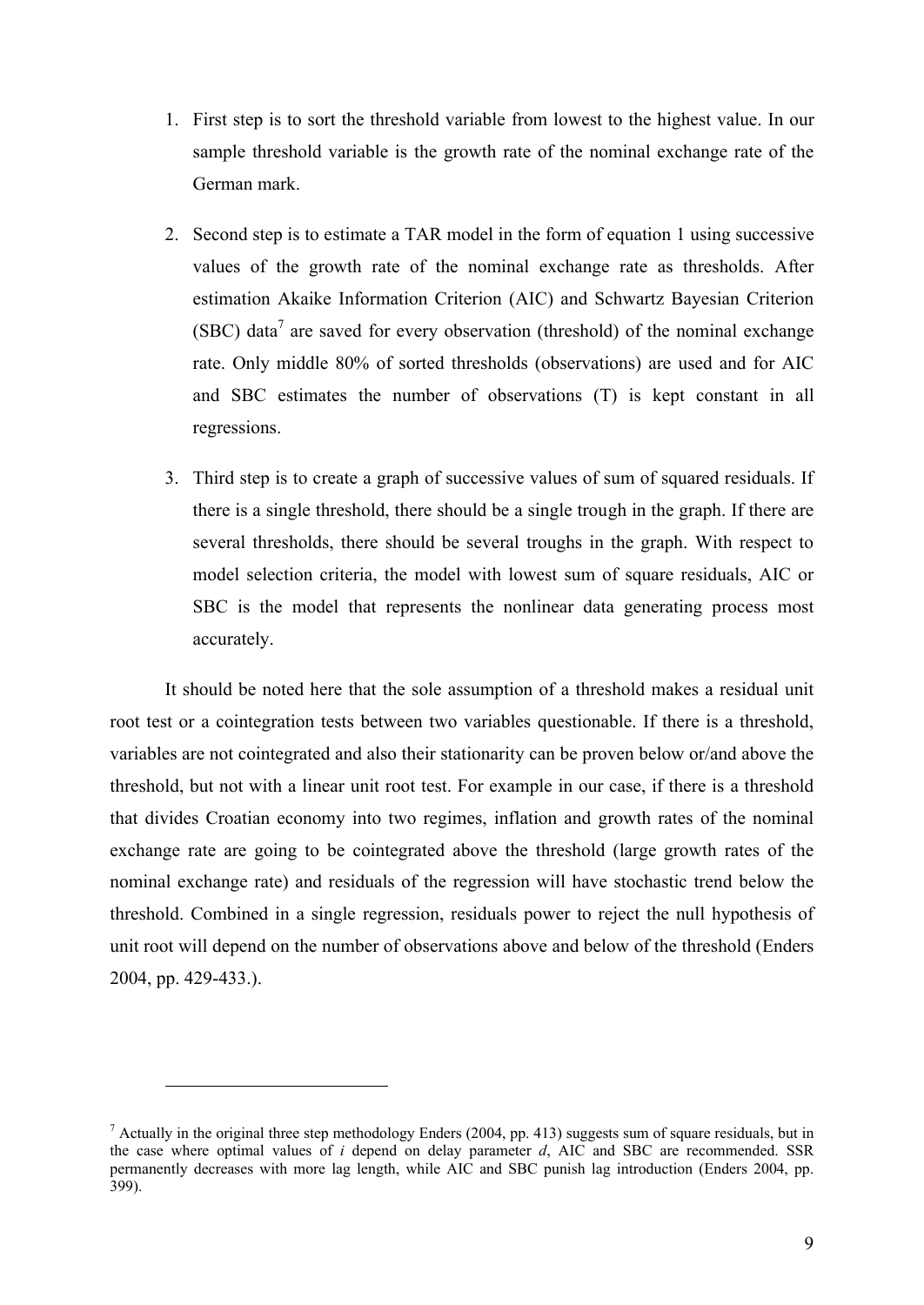1. First step is to sort the threshold variable from lowest to the highest value. In our sample threshold variable is the growth rate of the nominal exchange rate of the German mark.

2. Second step is to estimate a TAR model in the form of equation 1 using successive values of the growth rate of the nominal exchange rate as thresholds. After estimation Akaike Information Criterion (AIC) and Schwartz Bayesian Criterion (SBC) data[7] are saved for every observation (threshold) of the nominal exchange rate. Only middle 80% of sorted thresholds (observations) are used and for AIC and SBC estimates the number of observations (T) is kept constant in all regressions.

3. Third step is to create a graph of successive values of sum of squared residuals. If there is a single threshold, there should be a single trough in the graph. If there are several thresholds, there should be several troughs in the graph. With respect to model selection criteria, the model with lowest sum of square residuals, AIC or SBC is the model that represents the nonlinear data generating process most accurately.

It should be noted here that the sole assumption of a threshold makes a residual unit root test or a cointegration tests between two variables questionable. If there is a threshold, variables are not cointegrated and also their stationarity can be proven below or/and above the threshold, but not with a linear unit root test. For example in our case, if there is a threshold that divides Croatian economy into two regimes, inflation and growth rates of the nominal exchange rate are going to be cointegrated above the threshold (large growth rates of the nominal exchange rate) and residuals of the regression will have stochastic trend below the threshold. Combined in a single regression, residuals power to reject the null hypothesis of unit root will depend on the number of observations above and below of the threshold (Enders 2004, pp. 429-433.).

---

[7] Actually in the original three step methodology Enders (2004, pp. 413) suggests sum of square residuals, but in the case where optimal values of $i$ depend on delay parameter $d$, AIC and SBC are recommended. SSR permanently decreases with more lag length, while AIC and SBC punish lag introduction (Enders 2004, pp. 399).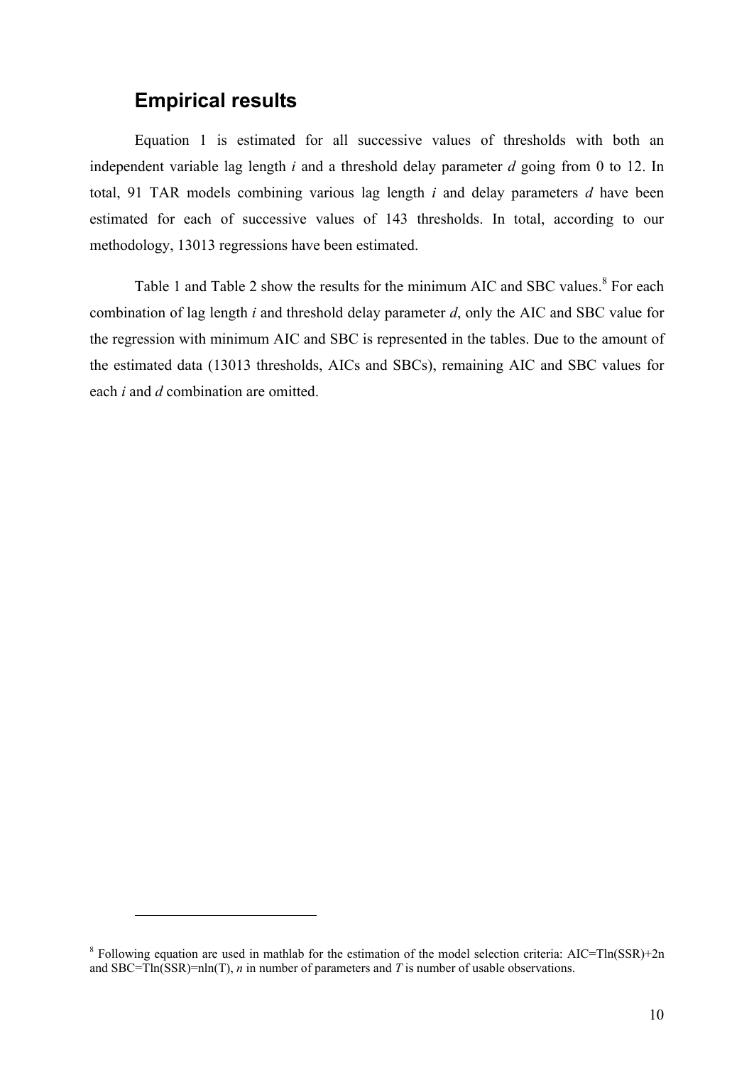## Empirical results

Equation 1 is estimated for all successive values of thresholds with both an independent variable lag length $i$ and a threshold delay parameter $d$ going from 0 to 12. In total, 91 TAR models combining various lag length $i$ and delay parameters $d$ have been estimated for each of successive values of 143 thresholds. In total, according to our methodology, 13013 regressions have been estimated.

Table 1 and Table 2 show the results for the minimum AIC and SBC values.[8] For each combination of lag length $i$ and threshold delay parameter $d$, only the AIC and SBC value for the regression with minimum AIC and SBC is represented in the tables. Due to the amount of the estimated data (13013 thresholds, AICs and SBCs), remaining AIC and SBC values for each $i$ and $d$ combination are omitted.

---

[8] Following equation are used in mathlab for the estimation of the model selection criteria: AIC=Tln(SSR)+2n and SBC=Tln(SSR)=nln(T), $n$ in number of parameters and $T$ is number of usable observations.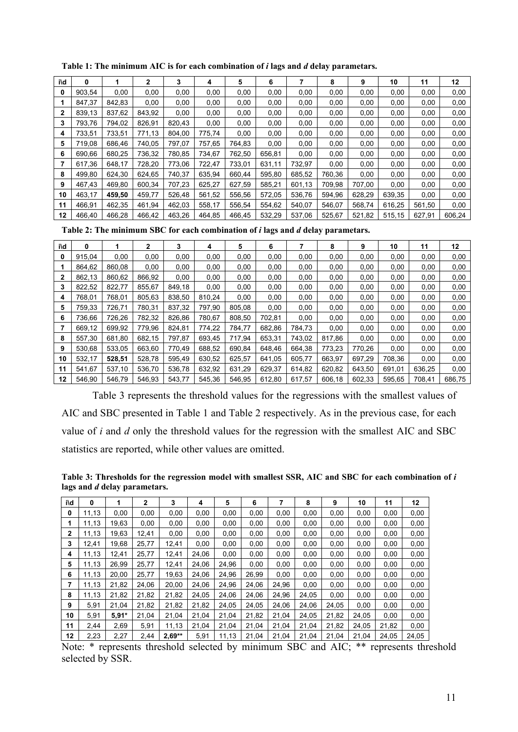**Table 1: The minimum AIC is for each combination of *i* lags and *d* delay parametars.**

| i\d | 0 | 1 | 2 | 3 | 4 | 5 | 6 | 7 | 8 | 9 | 10 | 11 | 12 |
|---|---|---|---|---|---|---|---|---|---|---|---|---|---|
| **0** | 903,54 | 0,00 | 0,00 | 0,00 | 0,00 | 0,00 | 0,00 | 0,00 | 0,00 | 0,00 | 0,00 | 0,00 | 0,00 |
| **1** | 847,37 | 842,83 | 0,00 | 0,00 | 0,00 | 0,00 | 0,00 | 0,00 | 0,00 | 0,00 | 0,00 | 0,00 | 0,00 |
| **2** | 839,13 | 837,62 | 843,92 | 0,00 | 0,00 | 0,00 | 0,00 | 0,00 | 0,00 | 0,00 | 0,00 | 0,00 | 0,00 |
| **3** | 793,76 | 794,02 | 826,91 | 820,43 | 0,00 | 0,00 | 0,00 | 0,00 | 0,00 | 0,00 | 0,00 | 0,00 | 0,00 |
| **4** | 733,51 | 733,51 | 771,13 | 804,00 | 775,74 | 0,00 | 0,00 | 0,00 | 0,00 | 0,00 | 0,00 | 0,00 | 0,00 |
| **5** | 719,08 | 686,46 | 740,05 | 797,07 | 757,65 | 764,83 | 0,00 | 0,00 | 0,00 | 0,00 | 0,00 | 0,00 | 0,00 |
| **6** | 690,66 | 680,25 | 736,32 | 780,85 | 734,67 | 762,50 | 656,81 | 0,00 | 0,00 | 0,00 | 0,00 | 0,00 | 0,00 |
| **7** | 617,36 | 648,17 | 728,20 | 773,06 | 722,47 | 733,01 | 631,11 | 732,97 | 0,00 | 0,00 | 0,00 | 0,00 | 0,00 |
| **8** | 499,80 | 624,30 | 624,65 | 740,37 | 635,94 | 660,44 | 595,80 | 685,52 | 760,36 | 0,00 | 0,00 | 0,00 | 0,00 |
| **9** | 467,43 | 469,80 | 600,34 | 707,23 | 625,27 | 627,59 | 585,21 | 601,13 | 709,98 | 707,00 | 0,00 | 0,00 | 0,00 |
| **10** | 463,17 | **459,50** | 459,77 | 526,48 | 561,52 | 556,56 | 572,05 | 536,76 | 594,96 | 628,29 | 639,35 | 0,00 | 0,00 |
| **11** | 466,91 | 462,35 | 461,94 | 462,03 | 558,17 | 556,54 | 554,62 | 540,07 | 546,07 | 568,74 | 616,25 | 561,50 | 0,00 |
| **12** | 466,40 | 466,28 | 466,42 | 463,26 | 464,85 | 466,45 | 532,29 | 537,06 | 525,67 | 521,82 | 515,15 | 627,91 | 606,24 |

**Table 2: The minimum SBC for each combination of *i* lags and *d* delay parametars.**

| i\d | 0 | 1 | 2 | 3 | 4 | 5 | 6 | 7 | 8 | 9 | 10 | 11 | 12 |
|---|---|---|---|---|---|---|---|---|---|---|---|---|---|
| **0** | 915,04 | 0,00 | 0,00 | 0,00 | 0,00 | 0,00 | 0,00 | 0,00 | 0,00 | 0,00 | 0,00 | 0,00 | 0,00 |
| **1** | 864,62 | 860,08 | 0,00 | 0,00 | 0,00 | 0,00 | 0,00 | 0,00 | 0,00 | 0,00 | 0,00 | 0,00 | 0,00 |
| **2** | 862,13 | 860,62 | 866,92 | 0,00 | 0,00 | 0,00 | 0,00 | 0,00 | 0,00 | 0,00 | 0,00 | 0,00 | 0,00 |
| **3** | 822,52 | 822,77 | 855,67 | 849,18 | 0,00 | 0,00 | 0,00 | 0,00 | 0,00 | 0,00 | 0,00 | 0,00 | 0,00 |
| **4** | 768,01 | 768,01 | 805,63 | 838,50 | 810,24 | 0,00 | 0,00 | 0,00 | 0,00 | 0,00 | 0,00 | 0,00 | 0,00 |
| **5** | 759,33 | 726,71 | 780,31 | 837,32 | 797,90 | 805,08 | 0,00 | 0,00 | 0,00 | 0,00 | 0,00 | 0,00 | 0,00 |
| **6** | 736,66 | 726,26 | 782,32 | 826,86 | 780,67 | 808,50 | 702,81 | 0,00 | 0,00 | 0,00 | 0,00 | 0,00 | 0,00 |
| **7** | 669,12 | 699,92 | 779,96 | 824,81 | 774,22 | 784,77 | 682,86 | 784,73 | 0,00 | 0,00 | 0,00 | 0,00 | 0,00 |
| **8** | 557,30 | 681,80 | 682,15 | 797,87 | 693,45 | 717,94 | 653,31 | 743,02 | 817,86 | 0,00 | 0,00 | 0,00 | 0,00 |
| **9** | 530,68 | 533,05 | 663,60 | 770,49 | 688,52 | 690,84 | 648,46 | 664,38 | 773,23 | 770,26 | 0,00 | 0,00 | 0,00 |
| **10** | 532,17 | **528,51** | 528,78 | 595,49 | 630,52 | 625,57 | 641,05 | 605,77 | 663,97 | 697,29 | 708,36 | 0,00 | 0,00 |
| **11** | 541,67 | 537,10 | 536,70 | 536,78 | 632,92 | 631,29 | 629,37 | 614,82 | 620,82 | 643,50 | 691,01 | 636,25 | 0,00 |
| **12** | 546,90 | 546,79 | 546,93 | 543,77 | 545,36 | 546,95 | 612,80 | 617,57 | 606,18 | 602,33 | 595,65 | 708,41 | 686,75 |

Table 3 represents the threshold values for the regressions with the smallest values of AIC and SBC presented in Table 1 and Table 2 respectively. As in the previous case, for each value of *i* and *d* only the threshold values for the regression with the smallest AIC and SBC statistics are reported, while other values are omitted.

**Table 3: Thresholds for the regression model with smallest SSR, AIC and SBC for each combination of *i* lags and *d* delay parametars.**

| i\d | 0 | 1 | 2 | 3 | 4 | 5 | 6 | 7 | 8 | 9 | 10 | 11 | 12 |
|---|---|---|---|---|---|---|---|---|---|---|---|---|---|
| **0** | 11,13 | 0,00 | 0,00 | 0,00 | 0,00 | 0,00 | 0,00 | 0,00 | 0,00 | 0,00 | 0,00 | 0,00 | 0,00 |
| **1** | 11,13 | 19,63 | 0,00 | 0,00 | 0,00 | 0,00 | 0,00 | 0,00 | 0,00 | 0,00 | 0,00 | 0,00 | 0,00 |
| **2** | 11,13 | 19,63 | 12,41 | 0,00 | 0,00 | 0,00 | 0,00 | 0,00 | 0,00 | 0,00 | 0,00 | 0,00 | 0,00 |
| **3** | 12,41 | 19,68 | 25,77 | 12,41 | 0,00 | 0,00 | 0,00 | 0,00 | 0,00 | 0,00 | 0,00 | 0,00 | 0,00 |
| **4** | 11,13 | 12,41 | 25,77 | 12,41 | 24,06 | 0,00 | 0,00 | 0,00 | 0,00 | 0,00 | 0,00 | 0,00 | 0,00 |
| **5** | 11,13 | 26,99 | 25,77 | 12,41 | 24,06 | 24,96 | 0,00 | 0,00 | 0,00 | 0,00 | 0,00 | 0,00 | 0,00 |
| **6** | 11,13 | 20,00 | 25,77 | 19,63 | 24,06 | 24,96 | 26,99 | 0,00 | 0,00 | 0,00 | 0,00 | 0,00 | 0,00 |
| **7** | 11,13 | 21,82 | 24,06 | 20,00 | 24,06 | 24,96 | 24,06 | 24,96 | 0,00 | 0,00 | 0,00 | 0,00 | 0,00 |
| **8** | 11,13 | 21,82 | 21,82 | 21,82 | 24,05 | 24,06 | 24,06 | 24,96 | 24,05 | 0,00 | 0,00 | 0,00 | 0,00 |
| **9** | 5,91 | 21,04 | 21,82 | 21,82 | 21,82 | 24,05 | 24,05 | 24,06 | 24,06 | 24,05 | 0,00 | 0,00 | 0,00 |
| **10** | 5,91 | **5,91*** | 21,04 | 21,04 | 21,04 | 21,04 | 21,82 | 21,04 | 24,05 | 21,82 | 24,05 | 0,00 | 0,00 |
| **11** | 2,44 | 2,69 | 5,91 | 11,13 | 21,04 | 21,04 | 21,04 | 21,04 | 21,04 | 21,82 | 24,05 | 21,82 | 0,00 |
| **12** | 2,23 | 2,27 | 2,44 | **2,69**** | 5,91 | 11,13 | 21,04 | 21,04 | 21,04 | 21,04 | 21,04 | 24,05 | 24,05 |

Note: * represents threshold selected by minimum SBC and AIC; ** represents threshold selected by SSR.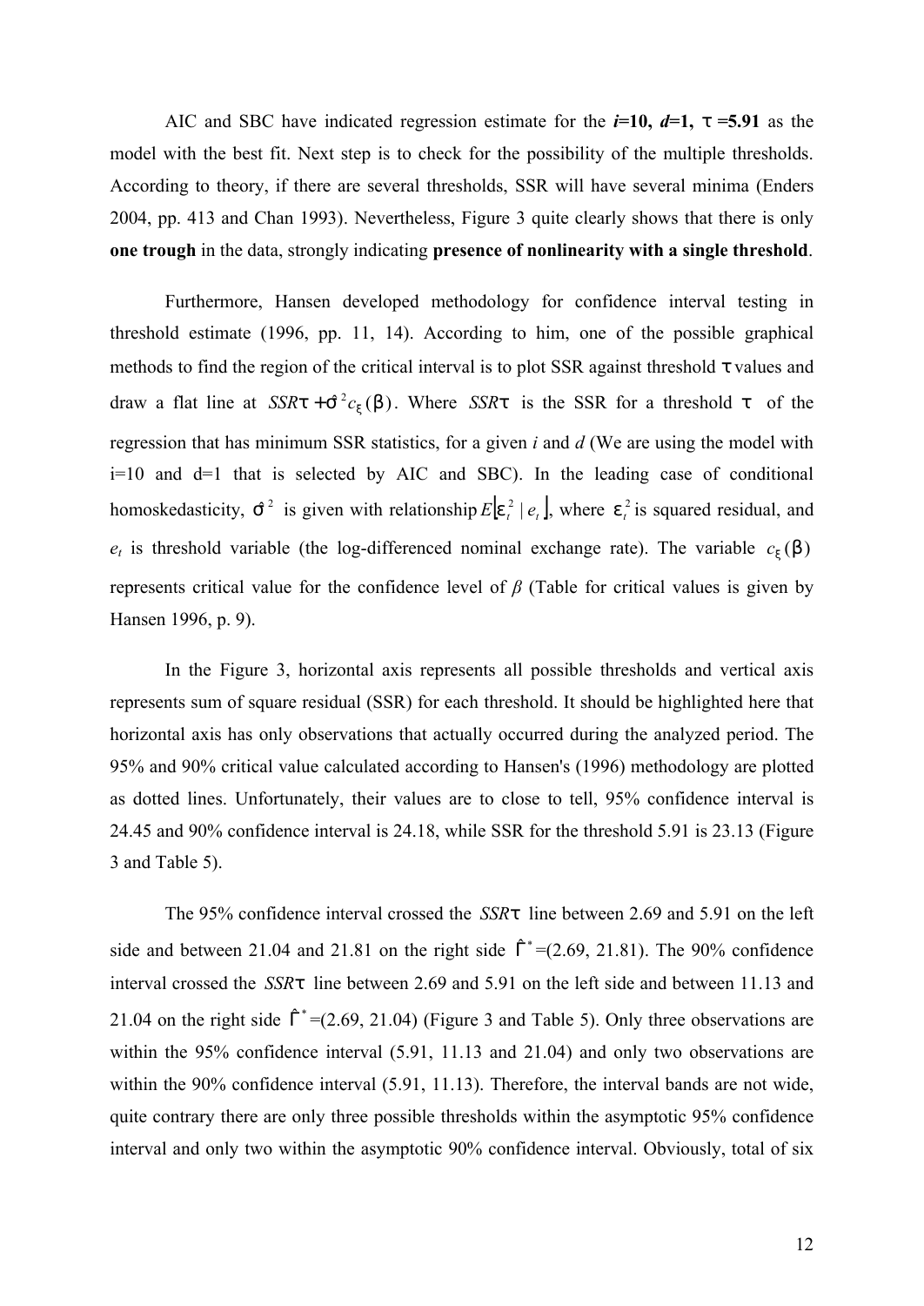AIC and SBC have indicated regression estimate for the ***i*****=10, *d*=1, τ =5.91** as the model with the best fit. Next step is to check for the possibility of the multiple thresholds. According to theory, if there are several thresholds, SSR will have several minima (Enders 2004, pp. 413 and Chan 1993). Nevertheless, Figure 3 quite clearly shows that there is only **one trough** in the data, strongly indicating **presence of nonlinearity with a single threshold**.

Furthermore, Hansen developed methodology for confidence interval testing in threshold estimate (1996, pp. 11, 14). According to him, one of the possible graphical methods to find the region of the critical interval is to plot SSR against threshold τ values and draw a flat line at $SSR\tau + \hat{\sigma}^2 c_{\xi}(\beta)$. Where $SSR\tau$ is the SSR for a threshold τ of the regression that has minimum SSR statistics, for a given *i* and *d* (We are using the model with i=10 and d=1 that is selected by AIC and SBC). In the leading case of conditional homoskedasticity, $\hat{\sigma}^2$ is given with relationship $E\lfloor \varepsilon_t^2 \mid e_t \rfloor$, where $\varepsilon_t^2$ is squared residual, and $e_t$ is threshold variable (the log-differenced nominal exchange rate). The variable $c_{\xi}(\beta)$ represents critical value for the confidence level of *β* (Table for critical values is given by Hansen 1996, p. 9).

In the Figure 3, horizontal axis represents all possible thresholds and vertical axis represents sum of square residual (SSR) for each threshold. It should be highlighted here that horizontal axis has only observations that actually occurred during the analyzed period. The 95% and 90% critical value calculated according to Hansen's (1996) methodology are plotted as dotted lines. Unfortunately, their values are to close to tell, 95% confidence interval is 24.45 and 90% confidence interval is 24.18, while SSR for the threshold 5.91 is 23.13 (Figure 3 and Table 5).

The 95% confidence interval crossed the $SSR\tau$ line between 2.69 and 5.91 on the left side and between 21.04 and 21.81 on the right side $\hat{\Gamma}^*$=(2.69, 21.81). The 90% confidence interval crossed the $SSR\tau$ line between 2.69 and 5.91 on the left side and between 11.13 and 21.04 on the right side $\hat{\Gamma}^*$=(2.69, 21.04) (Figure 3 and Table 5). Only three observations are within the 95% confidence interval (5.91, 11.13 and 21.04) and only two observations are within the 90% confidence interval (5.91, 11.13). Therefore, the interval bands are not wide, quite contrary there are only three possible thresholds within the asymptotic 95% confidence interval and only two within the asymptotic 90% confidence interval. Obviously, total of six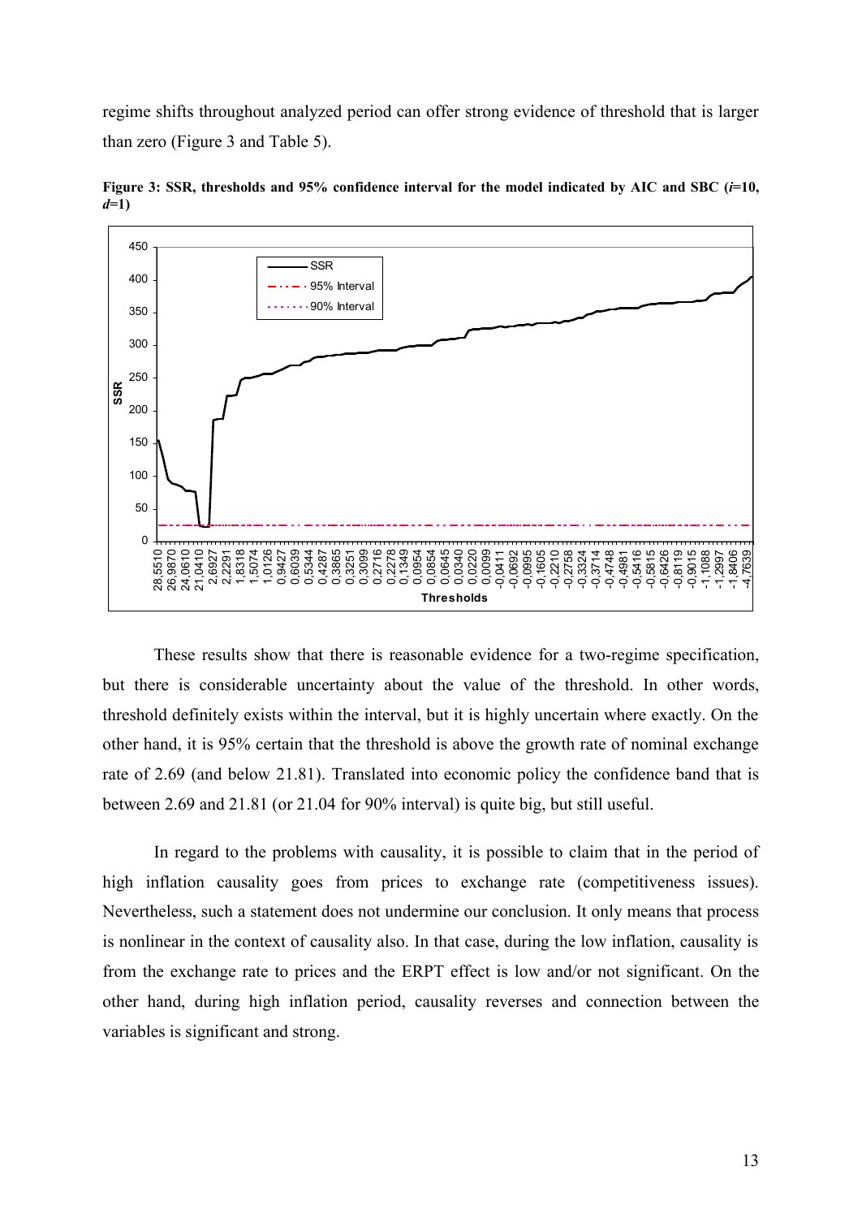regime shifts throughout analyzed period can offer strong evidence of threshold that is larger than zero (Figure 3 and Table 5).

**Figure 3: SSR, thresholds and 95% confidence interval for the model indicated by AIC and SBC (*i*=10, *d*=1)**

These results show that there is reasonable evidence for a two-regime specification, but there is considerable uncertainty about the value of the threshold. In other words, threshold definitely exists within the interval, but it is highly uncertain where exactly. On the other hand, it is 95% certain that the threshold is above the growth rate of nominal exchange rate of 2.69 (and below 21.81). Translated into economic policy the confidence band that is between 2.69 and 21.81 (or 21.04 for 90% interval) is quite big, but still useful.

In regard to the problems with causality, it is possible to claim that in the period of high inflation causality goes from prices to exchange rate (competitiveness issues). Nevertheless, such a statement does not undermine our conclusion. It only means that process is nonlinear in the context of causality also. In that case, during the low inflation, causality is from the exchange rate to prices and the ERPT effect is low and/or not significant. On the other hand, during high inflation period, causality reverses and connection between the variables is significant and strong.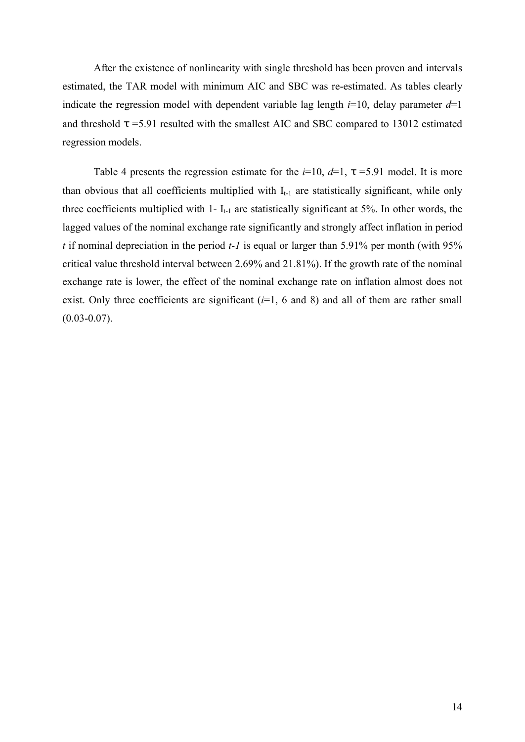After the existence of nonlinearity with single threshold has been proven and intervals estimated, the TAR model with minimum AIC and SBC was re-estimated. As tables clearly indicate the regression model with dependent variable lag length $i$=10, delay parameter $d$=1 and threshold $\tau$ =5.91 resulted with the smallest AIC and SBC compared to 13012 estimated regression models.

Table 4 presents the regression estimate for the $i$=10, $d$=1, $\tau$ =5.91 model. It is more than obvious that all coefficients multiplied with $I_{t-1}$ are statistically significant, while only three coefficients multiplied with 1- $I_{t-1}$ are statistically significant at 5%. In other words, the lagged values of the nominal exchange rate significantly and strongly affect inflation in period $t$ if nominal depreciation in the period $t-1$ is equal or larger than 5.91% per month (with 95% critical value threshold interval between 2.69% and 21.81%). If the growth rate of the nominal exchange rate is lower, the effect of the nominal exchange rate on inflation almost does not exist. Only three coefficients are significant ($i$=1, 6 and 8) and all of them are rather small (0.03-0.07).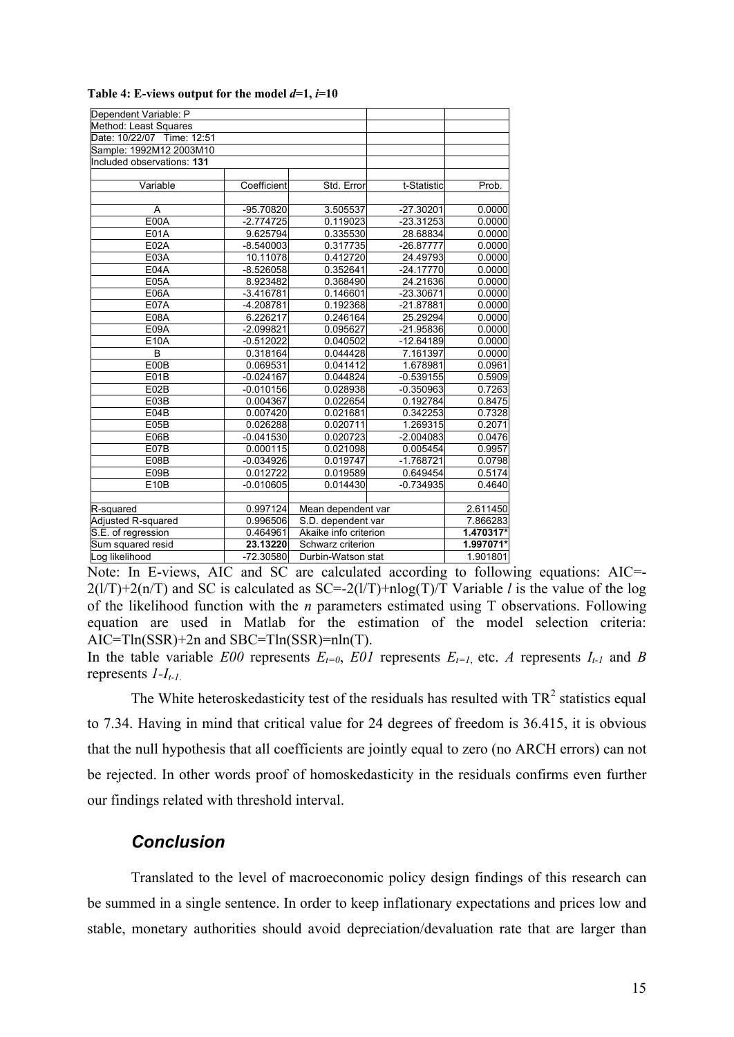**Table 4: E-views output for the model $d$=1, $i$=10**

| Dependent Variable: P | | | | |
|---|---|---|---|---|
| Method: Least Squares | | | | |
| Date: 10/22/07 Time: 12:51 | | | | |
| Sample: 1992M12 2003M10 | | | | |
| Included observations: **131** | | | | |
| Variable | Coefficient | Std. Error | t-Statistic | Prob. |
| A | -95.70820 | 3.505537 | -27.30201 | 0.0000 |
| E00A | -2.774725 | 0.119023 | -23.31253 | 0.0000 |
| E01A | 9.625794 | 0.335530 | 28.68834 | 0.0000 |
| E02A | -8.540003 | 0.317735 | -26.87777 | 0.0000 |
| E03A | 10.11078 | 0.412720 | 24.49793 | 0.0000 |
| E04A | -8.526058 | 0.352641 | -24.17770 | 0.0000 |
| E05A | 8.923482 | 0.368490 | 24.21636 | 0.0000 |
| E06A | -3.416781 | 0.146601 | -23.30671 | 0.0000 |
| E07A | -4.208781 | 0.192368 | -21.87881 | 0.0000 |
| E08A | 6.226217 | 0.246164 | 25.29294 | 0.0000 |
| E09A | -2.099821 | 0.095627 | -21.95836 | 0.0000 |
| E10A | -0.512022 | 0.040502 | -12.64189 | 0.0000 |
| B | 0.318164 | 0.044428 | 7.161397 | 0.0000 |
| E00B | 0.069531 | 0.041412 | 1.678981 | 0.0961 |
| E01B | -0.024167 | 0.044824 | -0.539155 | 0.5909 |
| E02B | -0.010156 | 0.028938 | -0.350963 | 0.7263 |
| E03B | 0.004367 | 0.022654 | 0.192784 | 0.8475 |
| E04B | 0.007420 | 0.021681 | 0.342253 | 0.7328 |
| E05B | 0.026288 | 0.020711 | 1.269315 | 0.2071 |
| E06B | -0.041530 | 0.020723 | -2.004083 | 0.0476 |
| E07B | 0.000115 | 0.021098 | 0.005454 | 0.9957 |
| E08B | -0.034926 | 0.019747 | -1.768721 | 0.0798 |
| E09B | 0.012722 | 0.019589 | 0.649454 | 0.5174 |
| E10B | -0.010605 | 0.014430 | -0.734935 | 0.4640 |
| R-squared | 0.997124 | Mean dependent var | | 2.611450 |
| Adjusted R-squared | 0.996506 | S.D. dependent var | | 7.866283 |
| S.E. of regression | 0.464961 | Akaike info criterion | | **1.470317*** |
| Sum squared resid | **23.13220** | Schwarz criterion | | **1.997071*** |
| Log likelihood | -72.30580 | Durbin-Watson stat | | 1.901801 |

Note: In E-views, AIC and SC are calculated according to following equations: AIC=$-2(l/T)+2(n/T)$ and SC is calculated as SC=$-2(l/T)+n\log(T)/T$ Variable $l$ is the value of the log of the likelihood function with the $n$ parameters estimated using T observations. Following equation are used in Matlab for the estimation of the model selection criteria: AIC=$T\ln(SSR)+2n$ and SBC=$T\ln(SSR)=n\ln(T)$.

In the table variable *E00* represents $E_{t=0}$, *E01* represents $E_{t=1}$, etc. *A* represents $I_{t-1}$ and *B* represents $1-I_{t-1}$.

The White heteroskedasticity test of the residuals has resulted with $TR^2$ statistics equal to 7.34. Having in mind that critical value for 24 degrees of freedom is 36.415, it is obvious that the null hypothesis that all coefficients are jointly equal to zero (no ARCH errors) can not be rejected. In other words proof of homoskedasticity in the residuals confirms even further our findings related with threshold interval.

## *Conclusion*

Translated to the level of macroeconomic policy design findings of this research can be summed in a single sentence. In order to keep inflationary expectations and prices low and stable, monetary authorities should avoid depreciation/devaluation rate that are larger than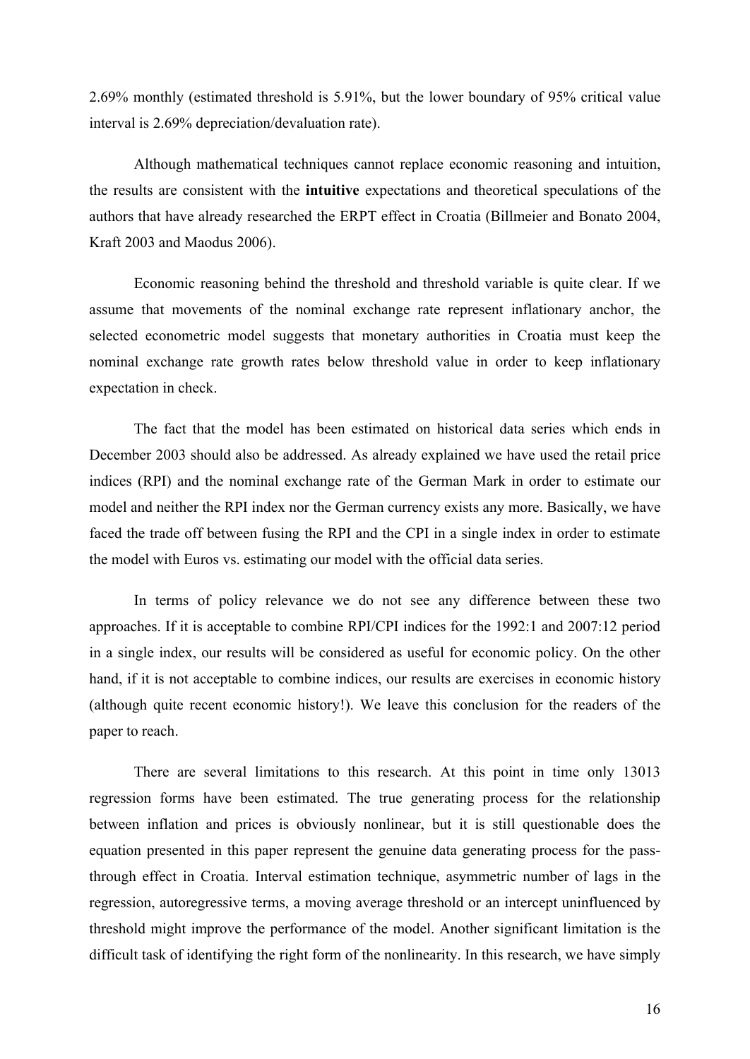2.69% monthly (estimated threshold is 5.91%, but the lower boundary of 95% critical value interval is 2.69% depreciation/devaluation rate).

Although mathematical techniques cannot replace economic reasoning and intuition, the results are consistent with the **intuitive** expectations and theoretical speculations of the authors that have already researched the ERPT effect in Croatia (Billmeier and Bonato 2004, Kraft 2003 and Maodus 2006).

Economic reasoning behind the threshold and threshold variable is quite clear. If we assume that movements of the nominal exchange rate represent inflationary anchor, the selected econometric model suggests that monetary authorities in Croatia must keep the nominal exchange rate growth rates below threshold value in order to keep inflationary expectation in check.

The fact that the model has been estimated on historical data series which ends in December 2003 should also be addressed. As already explained we have used the retail price indices (RPI) and the nominal exchange rate of the German Mark in order to estimate our model and neither the RPI index nor the German currency exists any more. Basically, we have faced the trade off between fusing the RPI and the CPI in a single index in order to estimate the model with Euros vs. estimating our model with the official data series.

In terms of policy relevance we do not see any difference between these two approaches. If it is acceptable to combine RPI/CPI indices for the 1992:1 and 2007:12 period in a single index, our results will be considered as useful for economic policy. On the other hand, if it is not acceptable to combine indices, our results are exercises in economic history (although quite recent economic history!). We leave this conclusion for the readers of the paper to reach.

There are several limitations to this research. At this point in time only 13013 regression forms have been estimated. The true generating process for the relationship between inflation and prices is obviously nonlinear, but it is still questionable does the equation presented in this paper represent the genuine data generating process for the pass-through effect in Croatia. Interval estimation technique, asymmetric number of lags in the regression, autoregressive terms, a moving average threshold or an intercept uninfluenced by threshold might improve the performance of the model. Another significant limitation is the difficult task of identifying the right form of the nonlinearity. In this research, we have simply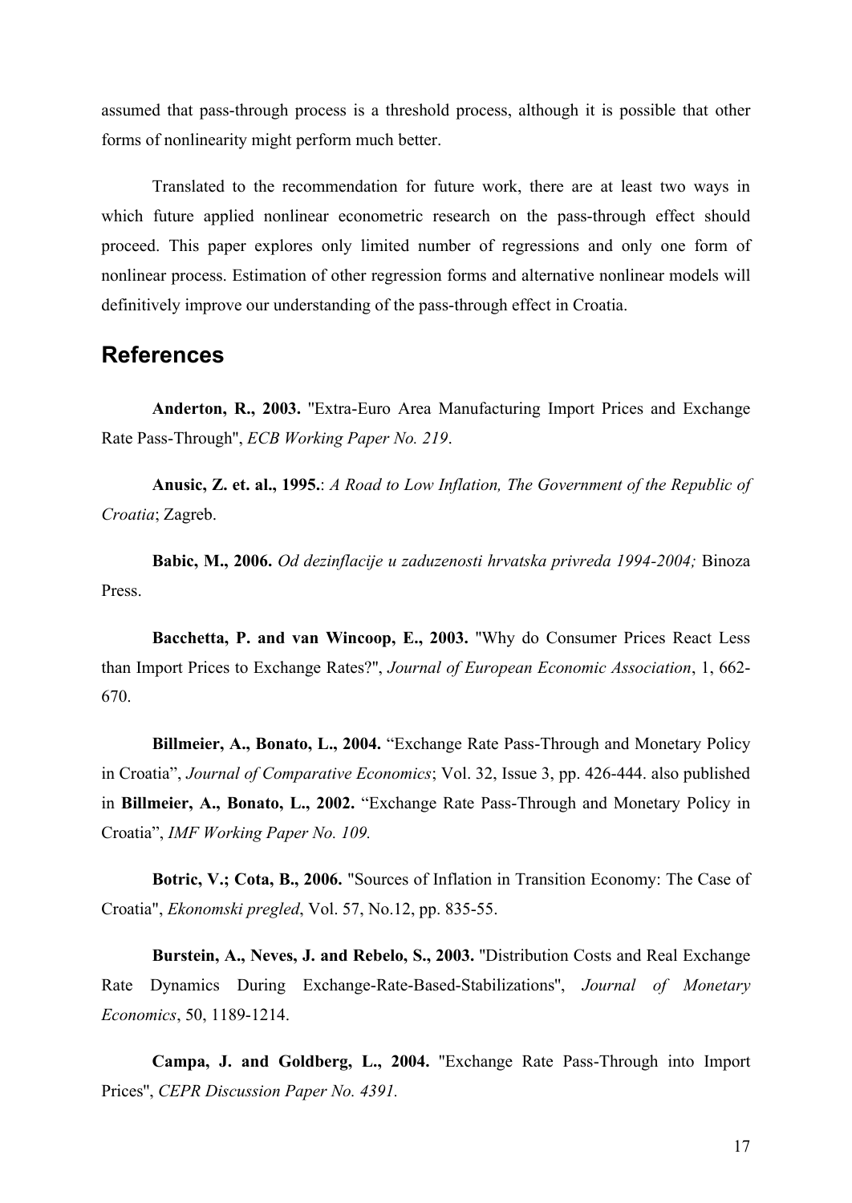assumed that pass-through process is a threshold process, although it is possible that other forms of nonlinearity might perform much better.

Translated to the recommendation for future work, there are at least two ways in which future applied nonlinear econometric research on the pass-through effect should proceed. This paper explores only limited number of regressions and only one form of nonlinear process. Estimation of other regression forms and alternative nonlinear models will definitively improve our understanding of the pass-through effect in Croatia.

## References

**Anderton, R., 2003.** "Extra-Euro Area Manufacturing Import Prices and Exchange Rate Pass-Through", *ECB Working Paper No. 219*.

**Anusic, Z. et. al., 1995.**: *A Road to Low Inflation, The Government of the Republic of Croatia*; Zagreb.

**Babic, M., 2006.** *Od dezinflacije u zaduzenosti hrvatska privreda 1994-2004;* Binoza Press.

**Bacchetta, P. and van Wincoop, E., 2003.** "Why do Consumer Prices React Less than Import Prices to Exchange Rates?", *Journal of European Economic Association*, 1, 662-670.

**Billmeier, A., Bonato, L., 2004.** "Exchange Rate Pass-Through and Monetary Policy in Croatia", *Journal of Comparative Economics*; Vol. 32, Issue 3, pp. 426-444. also published in **Billmeier, A., Bonato, L., 2002.** "Exchange Rate Pass-Through and Monetary Policy in Croatia", *IMF Working Paper No. 109.*

**Botric, V.; Cota, B., 2006.** "Sources of Inflation in Transition Economy: The Case of Croatia", *Ekonomski pregled*, Vol. 57, No.12, pp. 835-55.

**Burstein, A., Neves, J. and Rebelo, S., 2003.** "Distribution Costs and Real Exchange Rate Dynamics During Exchange-Rate-Based-Stabilizations", *Journal of Monetary Economics*, 50, 1189-1214.

**Campa, J. and Goldberg, L., 2004.** "Exchange Rate Pass-Through into Import Prices", *CEPR Discussion Paper No. 4391.*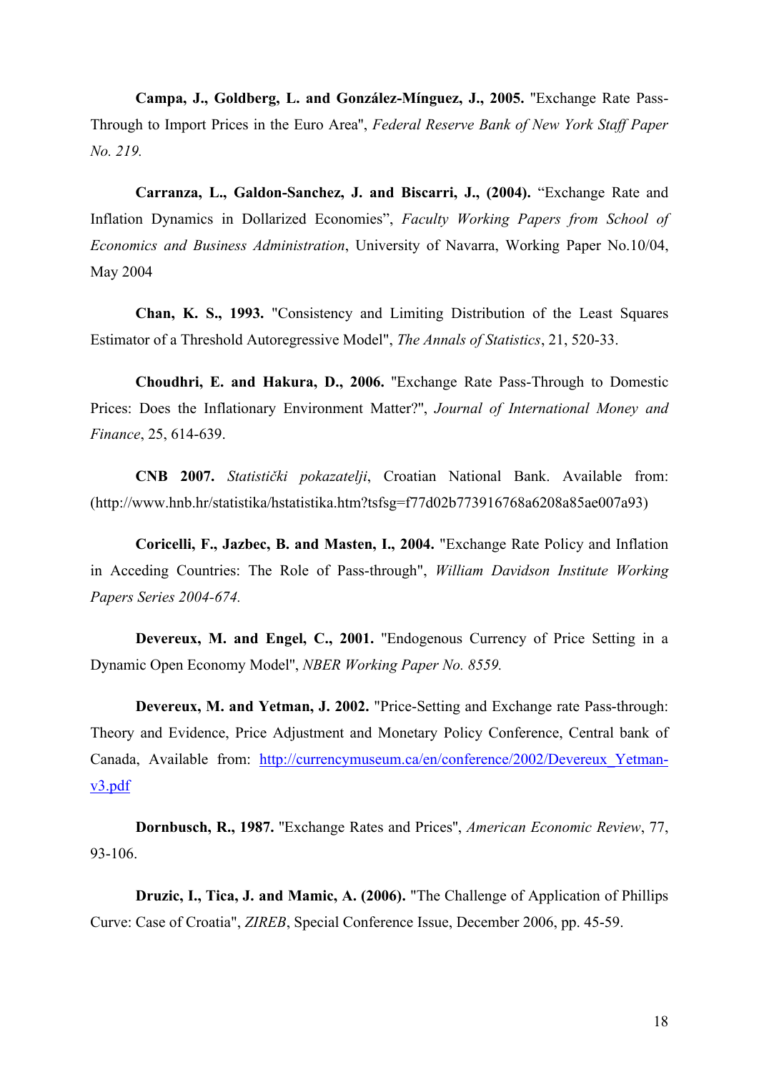**Campa, J., Goldberg, L. and González-Mínguez, J., 2005.** "Exchange Rate Pass-Through to Import Prices in the Euro Area", *Federal Reserve Bank of New York Staff Paper No. 219.*

**Carranza, L., Galdon-Sanchez, J. and Biscarri, J., (2004).** "Exchange Rate and Inflation Dynamics in Dollarized Economies", *Faculty Working Papers from School of Economics and Business Administration*, University of Navarra, Working Paper No.10/04, May 2004

**Chan, K. S., 1993.** "Consistency and Limiting Distribution of the Least Squares Estimator of a Threshold Autoregressive Model", *The Annals of Statistics*, 21, 520-33.

**Choudhri, E. and Hakura, D., 2006.** "Exchange Rate Pass-Through to Domestic Prices: Does the Inflationary Environment Matter?", *Journal of International Money and Finance*, 25, 614-639.

**CNB 2007.** *Statistički pokazatelji*, Croatian National Bank. Available from: (http://www.hnb.hr/statistika/hstatistika.htm?tsfsg=f77d02b773916768a6208a85ae007a93)

**Coricelli, F., Jazbec, B. and Masten, I., 2004.** "Exchange Rate Policy and Inflation in Acceding Countries: The Role of Pass-through", *William Davidson Institute Working Papers Series 2004-674.*

**Devereux, M. and Engel, C., 2001.** "Endogenous Currency of Price Setting in a Dynamic Open Economy Model", *NBER Working Paper No. 8559.*

**Devereux, M. and Yetman, J. 2002.** "Price-Setting and Exchange rate Pass-through: Theory and Evidence, Price Adjustment and Monetary Policy Conference, Central bank of Canada, Available from: http://currencymuseum.ca/en/conference/2002/Devereux_Yetman-v3.pdf

**Dornbusch, R., 1987.** "Exchange Rates and Prices", *American Economic Review*, 77, 93-106.

**Druzic, I., Tica, J. and Mamic, A. (2006).** "The Challenge of Application of Phillips Curve: Case of Croatia", *ZIREB*, Special Conference Issue, December 2006, pp. 45-59.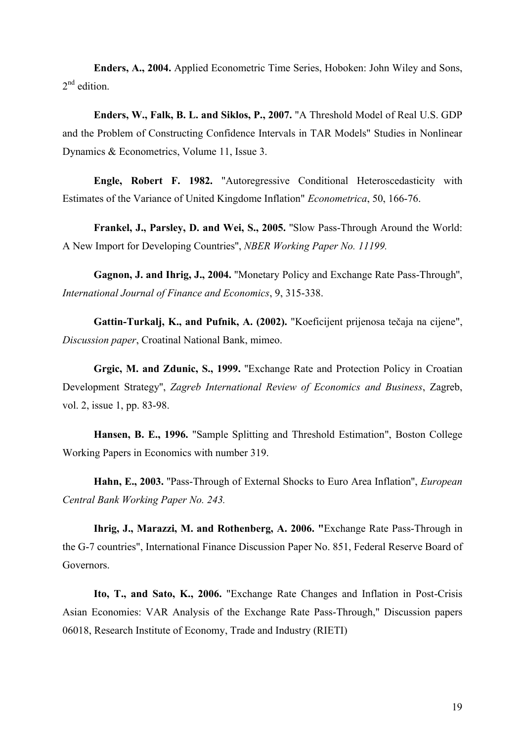**Enders, A., 2004.** Applied Econometric Time Series, Hoboken: John Wiley and Sons, 2nd edition.

**Enders, W., Falk, B. L. and Siklos, P., 2007.** "A Threshold Model of Real U.S. GDP and the Problem of Constructing Confidence Intervals in TAR Models" Studies in Nonlinear Dynamics & Econometrics, Volume 11, Issue 3.

**Engle, Robert F. 1982.** "Autoregressive Conditional Heteroscedasticity with Estimates of the Variance of United Kingdome Inflation" *Econometrica*, 50, 166-76.

**Frankel, J., Parsley, D. and Wei, S., 2005.** "Slow Pass-Through Around the World: A New Import for Developing Countries", *NBER Working Paper No. 11199.*

**Gagnon, J. and Ihrig, J., 2004.** "Monetary Policy and Exchange Rate Pass-Through", *International Journal of Finance and Economics*, 9, 315-338.

**Gattin-Turkalj, K., and Pufnik, A. (2002).** "Koeficijent prijenosa tečaja na cijene", *Discussion paper*, Croatinal National Bank, mimeo.

**Grgic, M. and Zdunic, S., 1999.** "Exchange Rate and Protection Policy in Croatian Development Strategy", *Zagreb International Review of Economics and Business*, Zagreb, vol. 2, issue 1, pp. 83-98.

**Hansen, B. E., 1996.** "Sample Splitting and Threshold Estimation", Boston College Working Papers in Economics with number 319.

**Hahn, E., 2003.** "Pass-Through of External Shocks to Euro Area Inflation", *European Central Bank Working Paper No. 243.*

**Ihrig, J., Marazzi, M. and Rothenberg, A. 2006. "**Exchange Rate Pass-Through in the G-7 countries", International Finance Discussion Paper No. 851, Federal Reserve Board of Governors.

**Ito, T., and Sato, K., 2006.** "Exchange Rate Changes and Inflation in Post-Crisis Asian Economies: VAR Analysis of the Exchange Rate Pass-Through," Discussion papers 06018, Research Institute of Economy, Trade and Industry (RIETI)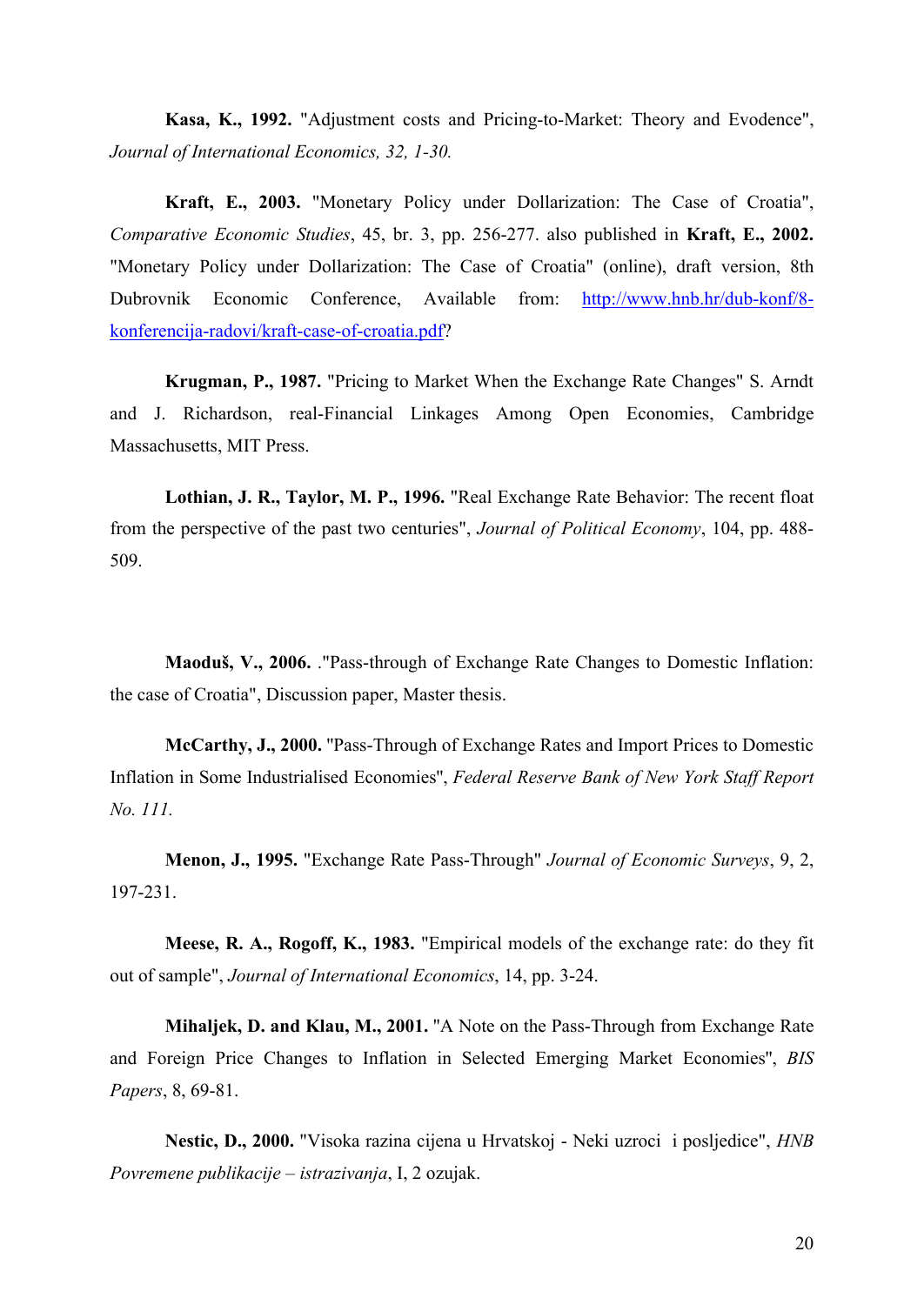**Kasa, K., 1992.** "Adjustment costs and Pricing-to-Market: Theory and Evodence", *Journal of International Economics, 32, 1-30.*

**Kraft, E., 2003.** "Monetary Policy under Dollarization: The Case of Croatia", *Comparative Economic Studies*, 45, br. 3, pp. 256-277. also published in **Kraft, E., 2002.** "Monetary Policy under Dollarization: The Case of Croatia" (online), draft version, 8th Dubrovnik Economic Conference, Available from: [http://www.hnb.hr/dub-konf/8-konferencija-radovi/kraft-case-of-croatia.pdf](http://www.hnb.hr/dub-konf/8-konferencija-radovi/kraft-case-of-croatia.pdf)?

**Krugman, P., 1987.** "Pricing to Market When the Exchange Rate Changes" S. Arndt and J. Richardson, real-Financial Linkages Among Open Economies, Cambridge Massachusetts, MIT Press.

**Lothian, J. R., Taylor, M. P., 1996.** "Real Exchange Rate Behavior: The recent float from the perspective of the past two centuries", *Journal of Political Economy*, 104, pp. 488-509.

**Maoduš, V., 2006.** ."Pass-through of Exchange Rate Changes to Domestic Inflation: the case of Croatia", Discussion paper, Master thesis.

**McCarthy, J., 2000.** "Pass-Through of Exchange Rates and Import Prices to Domestic Inflation in Some Industrialised Economies", *Federal Reserve Bank of New York Staff Report No. 111.*

**Menon, J., 1995.** "Exchange Rate Pass-Through" *Journal of Economic Surveys*, 9, 2, 197-231.

**Meese, R. A., Rogoff, K., 1983.** "Empirical models of the exchange rate: do they fit out of sample", *Journal of International Economics*, 14, pp. 3-24.

**Mihaljek, D. and Klau, M., 2001.** "A Note on the Pass-Through from Exchange Rate and Foreign Price Changes to Inflation in Selected Emerging Market Economies", *BIS Papers*, 8, 69-81.

**Nestic, D., 2000.** "Visoka razina cijena u Hrvatskoj - Neki uzroci i posljedice", *HNB Povremene publikacije – istrazivanja*, I, 2 ozujak.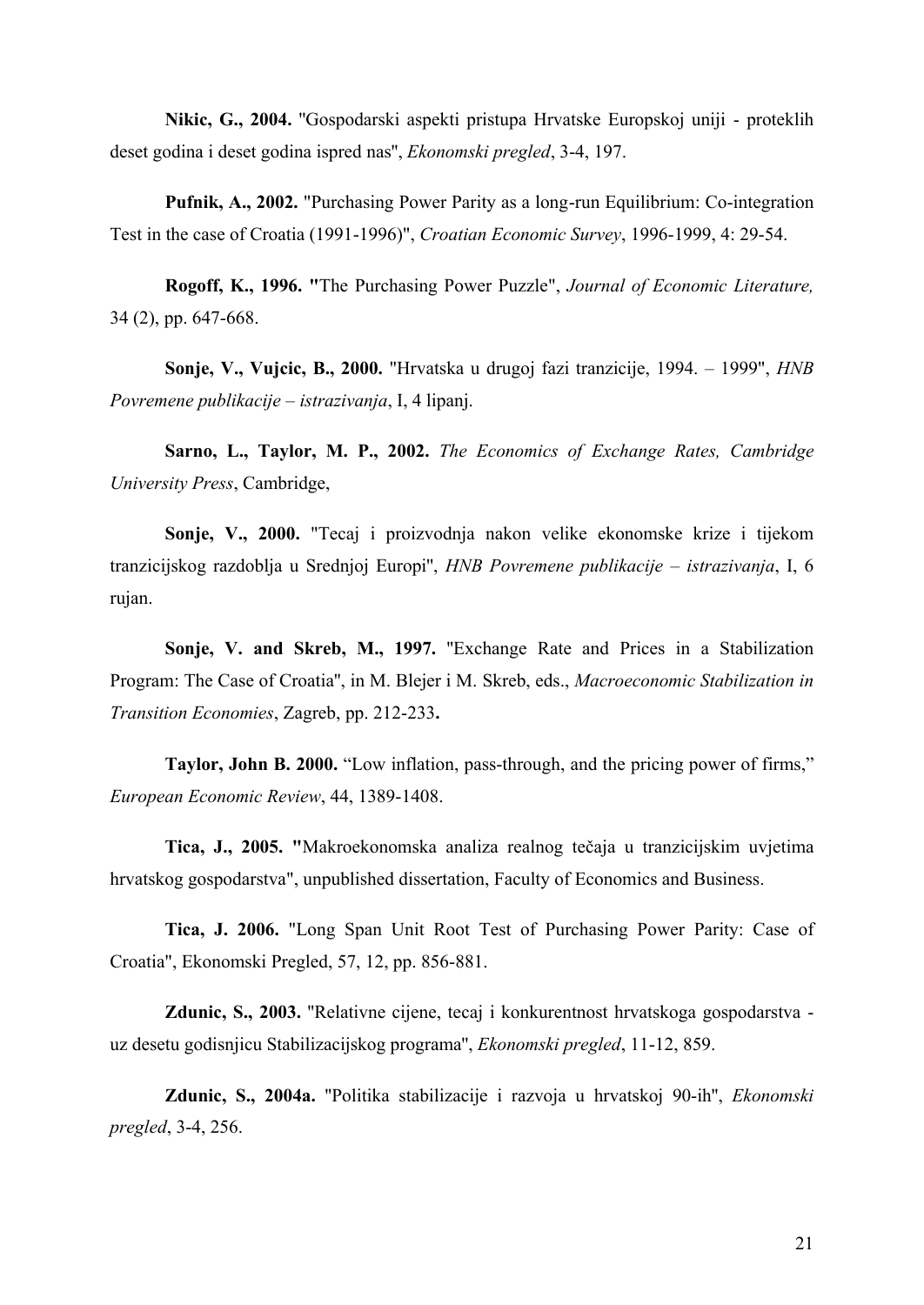**Nikic, G., 2004.** "Gospodarski aspekti pristupa Hrvatske Europskoj uniji - proteklih deset godina i deset godina ispred nas", *Ekonomski pregled*, 3-4, 197.

**Pufnik, A., 2002.** "Purchasing Power Parity as a long-run Equilibrium: Co-integration Test in the case of Croatia (1991-1996)", *Croatian Economic Survey*, 1996-1999, 4: 29-54.

**Rogoff, K., 1996. "**The Purchasing Power Puzzle", *Journal of Economic Literature,* 34 (2), pp. 647-668.

**Sonje, V., Vujcic, B., 2000.** "Hrvatska u drugoj fazi tranzicije, 1994. – 1999", *HNB Povremene publikacije – istrazivanja*, I, 4 lipanj.

**Sarno, L., Taylor, M. P., 2002.** *The Economics of Exchange Rates, Cambridge University Press*, Cambridge,

**Sonje, V., 2000.** "Tecaj i proizvodnja nakon velike ekonomske krize i tijekom tranzicijskog razdoblja u Srednjoj Europi", *HNB Povremene publikacije – istrazivanja*, I, 6 rujan.

**Sonje, V. and Skreb, M., 1997.** "Exchange Rate and Prices in a Stabilization Program: The Case of Croatia", in M. Blejer i M. Skreb, eds., *Macroeconomic Stabilization in Transition Economies*, Zagreb, pp. 212-233**.**

**Taylor, John B. 2000.** "Low inflation, pass-through, and the pricing power of firms," *European Economic Review*, 44, 1389-1408.

**Tica, J., 2005. "**Makroekonomska analiza realnog tečaja u tranzicijskim uvjetima hrvatskog gospodarstva", unpublished dissertation, Faculty of Economics and Business.

**Tica, J. 2006.** "Long Span Unit Root Test of Purchasing Power Parity: Case of Croatia", Ekonomski Pregled, 57, 12, pp. 856-881.

**Zdunic, S., 2003.** "Relativne cijene, tecaj i konkurentnost hrvatskoga gospodarstva - uz desetu godisnjicu Stabilizacijskog programa", *Ekonomski pregled*, 11-12, 859.

**Zdunic, S., 2004a.** "Politika stabilizacije i razvoja u hrvatskoj 90-ih", *Ekonomski pregled*, 3-4, 256.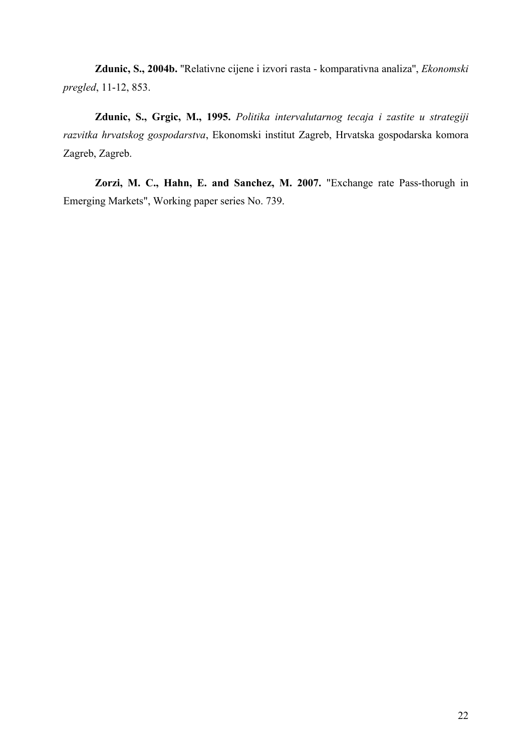**Zdunic, S., 2004b.** "Relativne cijene i izvori rasta - komparativna analiza", *Ekonomski pregled*, 11-12, 853.

**Zdunic, S., Grgic, M., 1995.** *Politika intervalutarnog tecaja i zastite u strategiji razvitka hrvatskog gospodarstva*, Ekonomski institut Zagreb, Hrvatska gospodarska komora Zagreb, Zagreb.

**Zorzi, M. C., Hahn, E. and Sanchez, M. 2007.** "Exchange rate Pass-thorugh in Emerging Markets", Working paper series No. 739.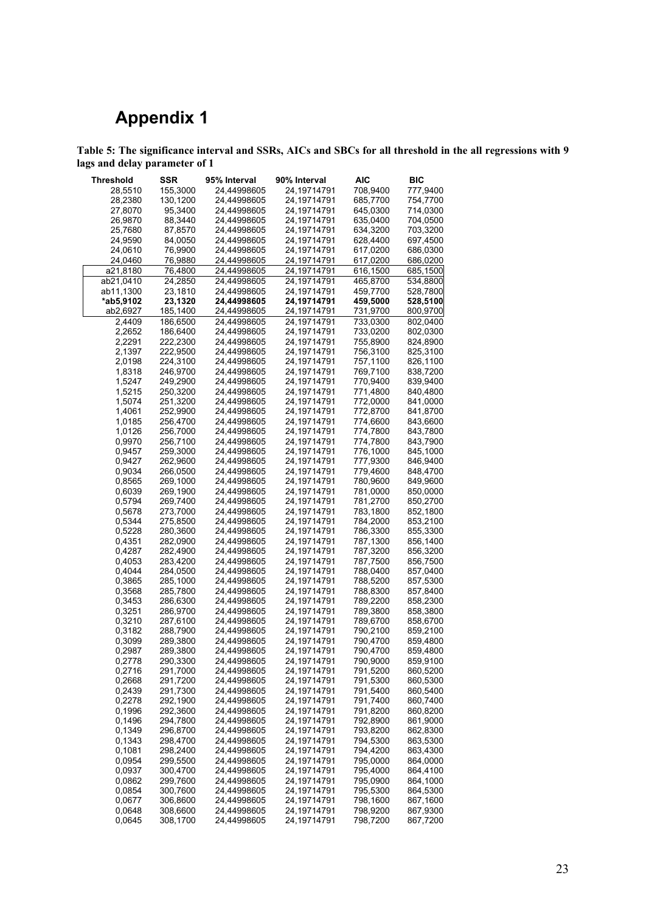# Appendix 1

**Table 5: The significance interval and SSRs, AICs and SBCs for all threshold in the all regressions with 9 lags and delay parameter of 1**

| Threshold | SSR | 95% Interval | 90% Interval | AIC | BIC |
|---|---|---|---|---|---|
| 28,5510 | 155,3000 | 24,44998605 | 24,19714791 | 708,9400 | 777,9400 |
| 28,2380 | 130,1200 | 24,44998605 | 24,19714791 | 685,7700 | 754,7700 |
| 27,8070 | 95,3400 | 24,44998605 | 24,19714791 | 645,0300 | 714,0300 |
| 26,9870 | 88,3440 | 24,44998605 | 24,19714791 | 635,0400 | 704,0500 |
| 25,7680 | 87,8570 | 24,44998605 | 24,19714791 | 634,3200 | 703,3200 |
| 24,9590 | 84,0050 | 24,44998605 | 24,19714791 | 628,4400 | 697,4500 |
| 24,0610 | 76,9900 | 24,44998605 | 24,19714791 | 617,0200 | 686,0300 |
| 24,0460 | 76,9880 | 24,44998605 | 24,19714791 | 617,0200 | 686,0200 |
| a21,8180 | 76,4800 | 24,44998605 | 24,19714791 | 616,1500 | 685,1500 |
| ab21,0410 | 24,2850 | 24,44998605 | 24,19714791 | 465,8700 | 534,8800 |
| ab11,1300 | 23,1810 | 24,44998605 | 24,19714791 | 459,7700 | 528,7800 |
| **\*ab5,9102** | **23,1320** | **24,44998605** | **24,19714791** | **459,5000** | **528,5100** |
| ab2,6927 | 185,1400 | 24,44998605 | 24,19714791 | 731,9700 | 800,9700 |
| 2,4409 | 186,6500 | 24,44998605 | 24,19714791 | 733,0300 | 802,0400 |
| 2,2652 | 186,6400 | 24,44998605 | 24,19714791 | 733,0200 | 802,0300 |
| 2,2291 | 222,2300 | 24,44998605 | 24,19714791 | 755,8900 | 824,8900 |
| 2,1397 | 222,9500 | 24,44998605 | 24,19714791 | 756,3100 | 825,3100 |
| 2,0198 | 224,3100 | 24,44998605 | 24,19714791 | 757,1100 | 826,1100 |
| 1,8318 | 246,9700 | 24,44998605 | 24,19714791 | 769,7100 | 838,7200 |
| 1,5247 | 249,2900 | 24,44998605 | 24,19714791 | 770,9400 | 839,9400 |
| 1,5215 | 250,3200 | 24,44998605 | 24,19714791 | 771,4800 | 840,4800 |
| 1,5074 | 251,3200 | 24,44998605 | 24,19714791 | 772,0000 | 841,0000 |
| 1,4061 | 252,9900 | 24,44998605 | 24,19714791 | 772,8700 | 841,8700 |
| 1,0185 | 256,4700 | 24,44998605 | 24,19714791 | 774,6600 | 843,6600 |
| 1,0126 | 256,7000 | 24,44998605 | 24,19714791 | 774,7800 | 843,7800 |
| 0,9970 | 256,7100 | 24,44998605 | 24,19714791 | 774,7800 | 843,7900 |
| 0,9457 | 259,3000 | 24,44998605 | 24,19714791 | 776,1000 | 845,1000 |
| 0,9427 | 262,9600 | 24,44998605 | 24,19714791 | 777,9300 | 846,9400 |
| 0,9034 | 266,0500 | 24,44998605 | 24,19714791 | 779,4600 | 848,4700 |
| 0,8565 | 269,1000 | 24,44998605 | 24,19714791 | 780,9600 | 849,9600 |
| 0,6039 | 269,1900 | 24,44998605 | 24,19714791 | 781,0000 | 850,0000 |
| 0,5794 | 269,7400 | 24,44998605 | 24,19714791 | 781,2700 | 850,2700 |
| 0,5678 | 273,7000 | 24,44998605 | 24,19714791 | 783,1800 | 852,1800 |
| 0,5344 | 275,8500 | 24,44998605 | 24,19714791 | 784,2000 | 853,2100 |
| 0,5228 | 280,3600 | 24,44998605 | 24,19714791 | 786,3300 | 855,3300 |
| 0,4351 | 282,0900 | 24,44998605 | 24,19714791 | 787,1300 | 856,1400 |
| 0,4287 | 282,4900 | 24,44998605 | 24,19714791 | 787,3200 | 856,3200 |
| 0,4053 | 283,4200 | 24,44998605 | 24,19714791 | 787,7500 | 856,7500 |
| 0,4044 | 284,0500 | 24,44998605 | 24,19714791 | 788,0400 | 857,0400 |
| 0,3865 | 285,1000 | 24,44998605 | 24,19714791 | 788,5200 | 857,5300 |
| 0,3568 | 285,7800 | 24,44998605 | 24,19714791 | 788,8300 | 857,8400 |
| 0,3453 | 286,6300 | 24,44998605 | 24,19714791 | 789,2200 | 858,2300 |
| 0,3251 | 286,9700 | 24,44998605 | 24,19714791 | 789,3800 | 858,3800 |
| 0,3210 | 287,6100 | 24,44998605 | 24,19714791 | 789,6700 | 858,6700 |
| 0,3182 | 288,7900 | 24,44998605 | 24,19714791 | 790,2100 | 859,2100 |
| 0,3099 | 289,3800 | 24,44998605 | 24,19714791 | 790,4700 | 859,4800 |
| 0,2987 | 289,3800 | 24,44998605 | 24,19714791 | 790,4700 | 859,4800 |
| 0,2778 | 290,3300 | 24,44998605 | 24,19714791 | 790,9000 | 859,9100 |
| 0,2716 | 291,7000 | 24,44998605 | 24,19714791 | 791,5200 | 860,5200 |
| 0,2668 | 291,7200 | 24,44998605 | 24,19714791 | 791,5300 | 860,5300 |
| 0,2439 | 291,7300 | 24,44998605 | 24,19714791 | 791,5400 | 860,5400 |
| 0,2278 | 292,1900 | 24,44998605 | 24,19714791 | 791,7400 | 860,7400 |
| 0,1996 | 292,3600 | 24,44998605 | 24,19714791 | 791,8200 | 860,8200 |
| 0,1496 | 294,7800 | 24,44998605 | 24,19714791 | 792,8900 | 861,9000 |
| 0,1349 | 296,8700 | 24,44998605 | 24,19714791 | 793,8200 | 862,8300 |
| 0,1343 | 298,4700 | 24,44998605 | 24,19714791 | 794,5300 | 863,5300 |
| 0,1081 | 298,2400 | 24,44998605 | 24,19714791 | 794,4200 | 863,4300 |
| 0,0954 | 299,5500 | 24,44998605 | 24,19714791 | 795,0000 | 864,0000 |
| 0,0937 | 300,4700 | 24,44998605 | 24,19714791 | 795,4000 | 864,4100 |
| 0,0862 | 299,7600 | 24,44998605 | 24,19714791 | 795,0900 | 864,1000 |
| 0,0854 | 300,7600 | 24,44998605 | 24,19714791 | 795,5300 | 864,5300 |
| 0,0677 | 306,8600 | 24,44998605 | 24,19714791 | 798,1600 | 867,1600 |
| 0,0648 | 308,6600 | 24,44998605 | 24,19714791 | 798,9200 | 867,9300 |
| 0,0645 | 308,1700 | 24,44998605 | 24,19714791 | 798,7200 | 867,7200 |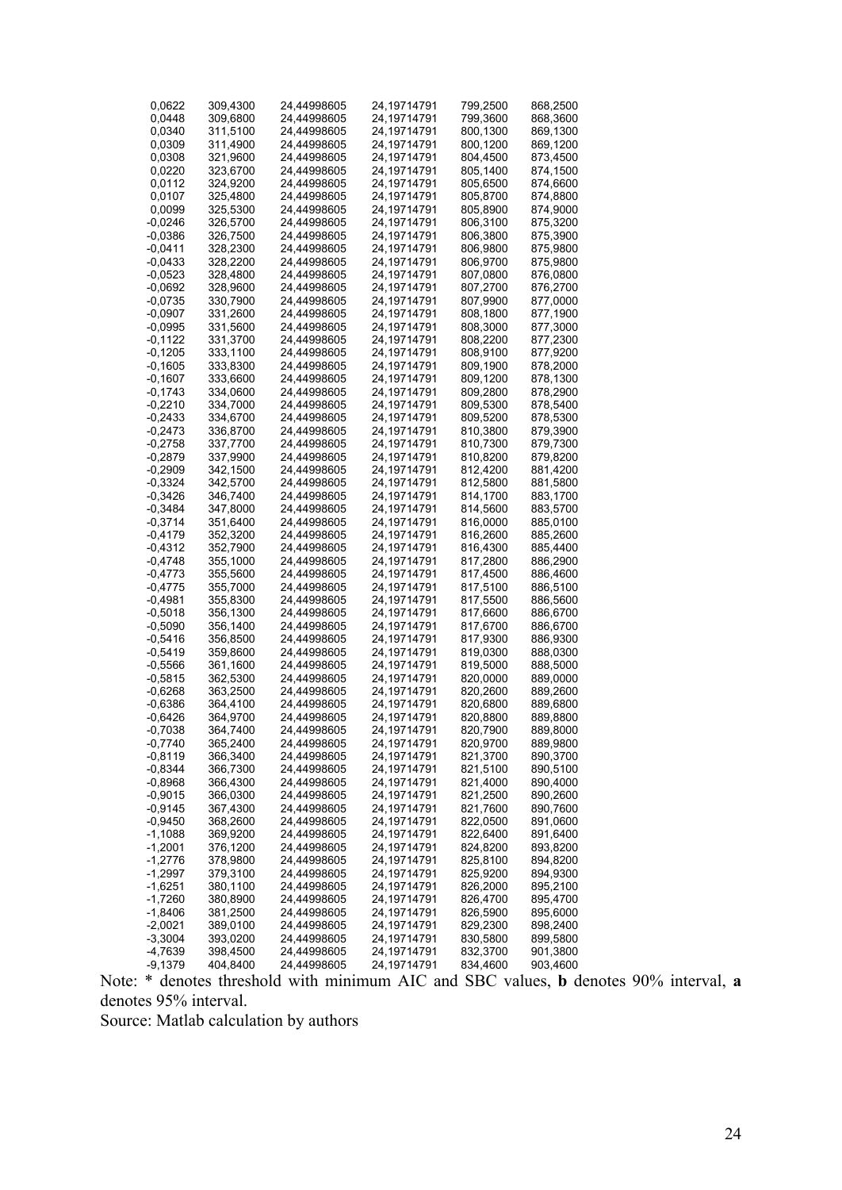| | | | | | |
|---|---|---|---|---|---|
| 0,0622 | 309,4300 | 24,44998605 | 24,19714791 | 799,2500 | 868,2500 |
| 0,0448 | 309,6800 | 24,44998605 | 24,19714791 | 799,3600 | 868,3600 |
| 0,0340 | 311,5100 | 24,44998605 | 24,19714791 | 800,1300 | 869,1300 |
| 0,0309 | 311,4900 | 24,44998605 | 24,19714791 | 800,1200 | 869,1200 |
| 0,0308 | 321,9600 | 24,44998605 | 24,19714791 | 804,4500 | 873,4500 |
| 0,0220 | 323,6700 | 24,44998605 | 24,19714791 | 805,1400 | 874,1500 |
| 0,0112 | 324,9200 | 24,44998605 | 24,19714791 | 805,6500 | 874,6600 |
| 0,0107 | 325,4800 | 24,44998605 | 24,19714791 | 805,8700 | 874,8800 |
| 0,0099 | 325,5300 | 24,44998605 | 24,19714791 | 805,8900 | 874,9000 |
| -0,0246 | 326,5700 | 24,44998605 | 24,19714791 | 806,3100 | 875,3200 |
| -0,0386 | 326,7500 | 24,44998605 | 24,19714791 | 806,3800 | 875,3900 |
| -0,0411 | 328,2300 | 24,44998605 | 24,19714791 | 806,9800 | 875,9800 |
| -0,0433 | 328,2200 | 24,44998605 | 24,19714791 | 806,9700 | 875,9800 |
| -0,0523 | 328,4800 | 24,44998605 | 24,19714791 | 807,0800 | 876,0800 |
| -0,0692 | 328,9600 | 24,44998605 | 24,19714791 | 807,2700 | 876,2700 |
| -0,0735 | 330,7900 | 24,44998605 | 24,19714791 | 807,9900 | 877,0000 |
| -0,0907 | 331,2600 | 24,44998605 | 24,19714791 | 808,1800 | 877,1900 |
| -0,0995 | 331,5600 | 24,44998605 | 24,19714791 | 808,3000 | 877,3000 |
| -0,1122 | 331,3700 | 24,44998605 | 24,19714791 | 808,2200 | 877,2300 |
| -0,1205 | 333,1100 | 24,44998605 | 24,19714791 | 808,9100 | 877,9200 |
| -0,1605 | 333,8300 | 24,44998605 | 24,19714791 | 809,1900 | 878,2000 |
| -0,1607 | 333,6600 | 24,44998605 | 24,19714791 | 809,1200 | 878,1300 |
| -0,1743 | 334,0600 | 24,44998605 | 24,19714791 | 809,2800 | 878,2900 |
| -0,2210 | 334,7000 | 24,44998605 | 24,19714791 | 809,5300 | 878,5400 |
| -0,2433 | 334,6700 | 24,44998605 | 24,19714791 | 809,5200 | 878,5300 |
| -0,2473 | 336,8700 | 24,44998605 | 24,19714791 | 810,3800 | 879,3900 |
| -0,2758 | 337,7700 | 24,44998605 | 24,19714791 | 810,7300 | 879,7300 |
| -0,2879 | 337,9900 | 24,44998605 | 24,19714791 | 810,8200 | 879,8200 |
| -0,2909 | 342,1500 | 24,44998605 | 24,19714791 | 812,4200 | 881,4200 |
| -0,3324 | 342,5700 | 24,44998605 | 24,19714791 | 812,5800 | 881,5800 |
| -0,3426 | 346,7400 | 24,44998605 | 24,19714791 | 814,1700 | 883,1700 |
| -0,3484 | 347,8000 | 24,44998605 | 24,19714791 | 814,5600 | 883,5700 |
| -0,3714 | 351,6400 | 24,44998605 | 24,19714791 | 816,0000 | 885,0100 |
| -0,4179 | 352,3200 | 24,44998605 | 24,19714791 | 816,2600 | 885,2600 |
| -0,4312 | 352,7900 | 24,44998605 | 24,19714791 | 816,4300 | 885,4400 |
| -0,4748 | 355,1000 | 24,44998605 | 24,19714791 | 817,2800 | 886,2900 |
| -0,4773 | 355,5600 | 24,44998605 | 24,19714791 | 817,4500 | 886,4600 |
| -0,4775 | 355,7000 | 24,44998605 | 24,19714791 | 817,5100 | 886,5100 |
| -0,4981 | 355,8300 | 24,44998605 | 24,19714791 | 817,5500 | 886,5600 |
| -0,5018 | 356,1300 | 24,44998605 | 24,19714791 | 817,6600 | 886,6700 |
| -0,5090 | 356,1400 | 24,44998605 | 24,19714791 | 817,6700 | 886,6700 |
| -0,5416 | 356,8500 | 24,44998605 | 24,19714791 | 817,9300 | 886,9300 |
| -0,5419 | 359,8600 | 24,44998605 | 24,19714791 | 819,0300 | 888,0300 |
| -0,5566 | 361,1600 | 24,44998605 | 24,19714791 | 819,5000 | 888,5000 |
| -0,5815 | 362,5300 | 24,44998605 | 24,19714791 | 820,0000 | 889,0000 |
| -0,6268 | 363,2500 | 24,44998605 | 24,19714791 | 820,2600 | 889,2600 |
| -0,6386 | 364,4100 | 24,44998605 | 24,19714791 | 820,6800 | 889,6800 |
| -0,6426 | 364,9700 | 24,44998605 | 24,19714791 | 820,8800 | 889,8800 |
| -0,7038 | 364,7400 | 24,44998605 | 24,19714791 | 820,7900 | 889,8000 |
| -0,7740 | 365,2400 | 24,44998605 | 24,19714791 | 820,9700 | 889,9800 |
| -0,8119 | 366,3400 | 24,44998605 | 24,19714791 | 821,3700 | 890,3700 |
| -0,8344 | 366,7300 | 24,44998605 | 24,19714791 | 821,5100 | 890,5100 |
| -0,8968 | 366,4300 | 24,44998605 | 24,19714791 | 821,4000 | 890,4000 |
| -0,9015 | 366,0300 | 24,44998605 | 24,19714791 | 821,2500 | 890,2600 |
| -0,9145 | 367,4300 | 24,44998605 | 24,19714791 | 821,7600 | 890,7600 |
| -0,9450 | 368,2600 | 24,44998605 | 24,19714791 | 822,0500 | 891,0600 |
| -1,1088 | 369,9200 | 24,44998605 | 24,19714791 | 822,6400 | 891,6400 |
| -1,2001 | 376,1200 | 24,44998605 | 24,19714791 | 824,8200 | 893,8200 |
| -1,2776 | 378,9800 | 24,44998605 | 24,19714791 | 825,8100 | 894,8200 |
| -1,2997 | 379,3100 | 24,44998605 | 24,19714791 | 825,9200 | 894,9300 |
| -1,6251 | 380,1100 | 24,44998605 | 24,19714791 | 826,2000 | 895,2100 |
| -1,7260 | 380,8900 | 24,44998605 | 24,19714791 | 826,4700 | 895,4700 |
| -1,8406 | 381,2500 | 24,44998605 | 24,19714791 | 826,5900 | 895,6000 |
| -2,0021 | 389,0100 | 24,44998605 | 24,19714791 | 829,2300 | 898,2400 |
| -3,3004 | 393,0200 | 24,44998605 | 24,19714791 | 830,5800 | 899,5800 |
| -4,7639 | 398,4500 | 24,44998605 | 24,19714791 | 832,3700 | 901,3800 |
| -9,1379 | 404,8400 | 24,44998605 | 24,19714791 | 834,4600 | 903,4600 |

Note: * denotes threshold with minimum AIC and SBC values, **b** denotes 90% interval, **a** denotes 95% interval.

Source: Matlab calculation by authors